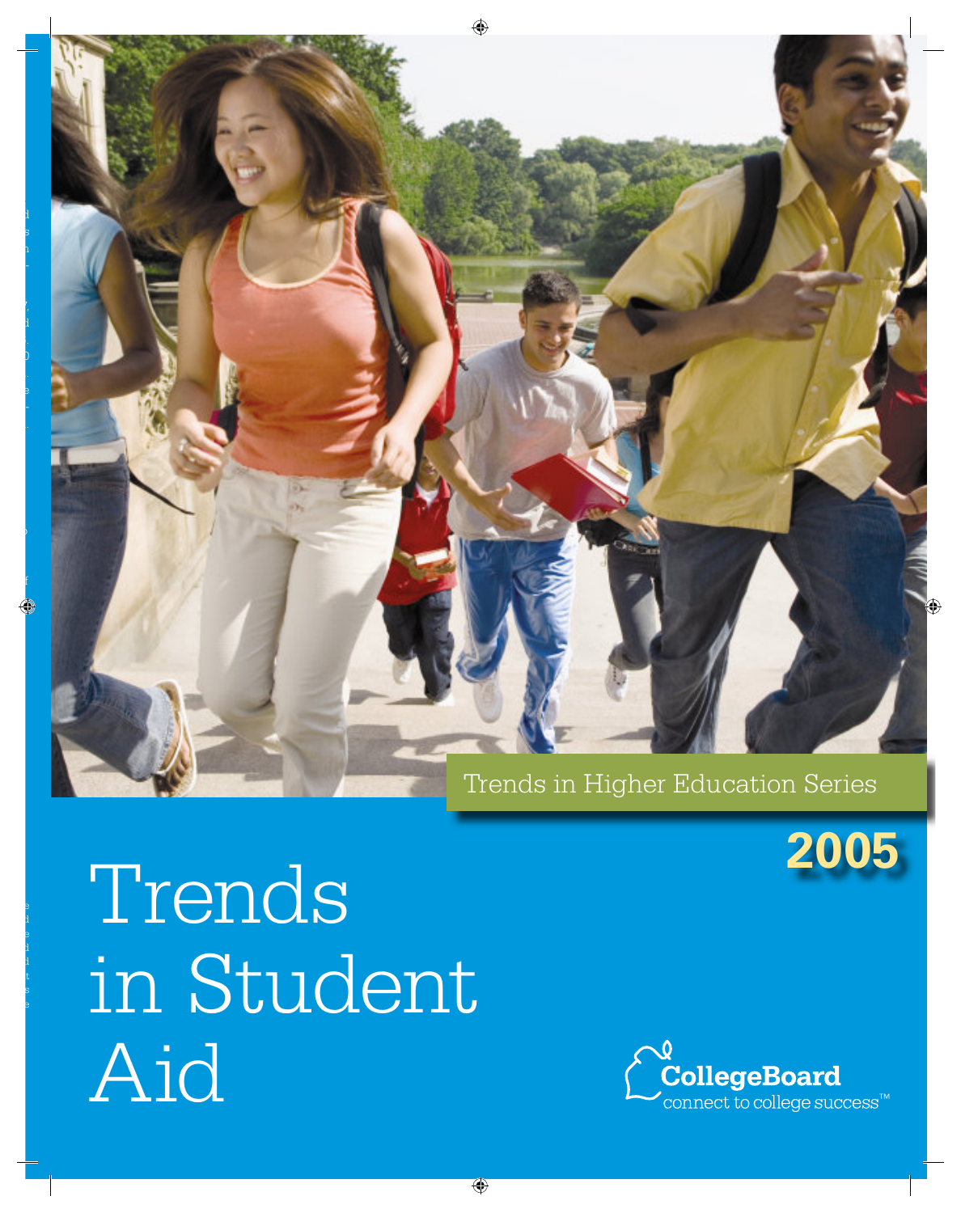Trends in Higher Education Series

2005

# Trends in Student Aid

CollegeBoard
connect to college success™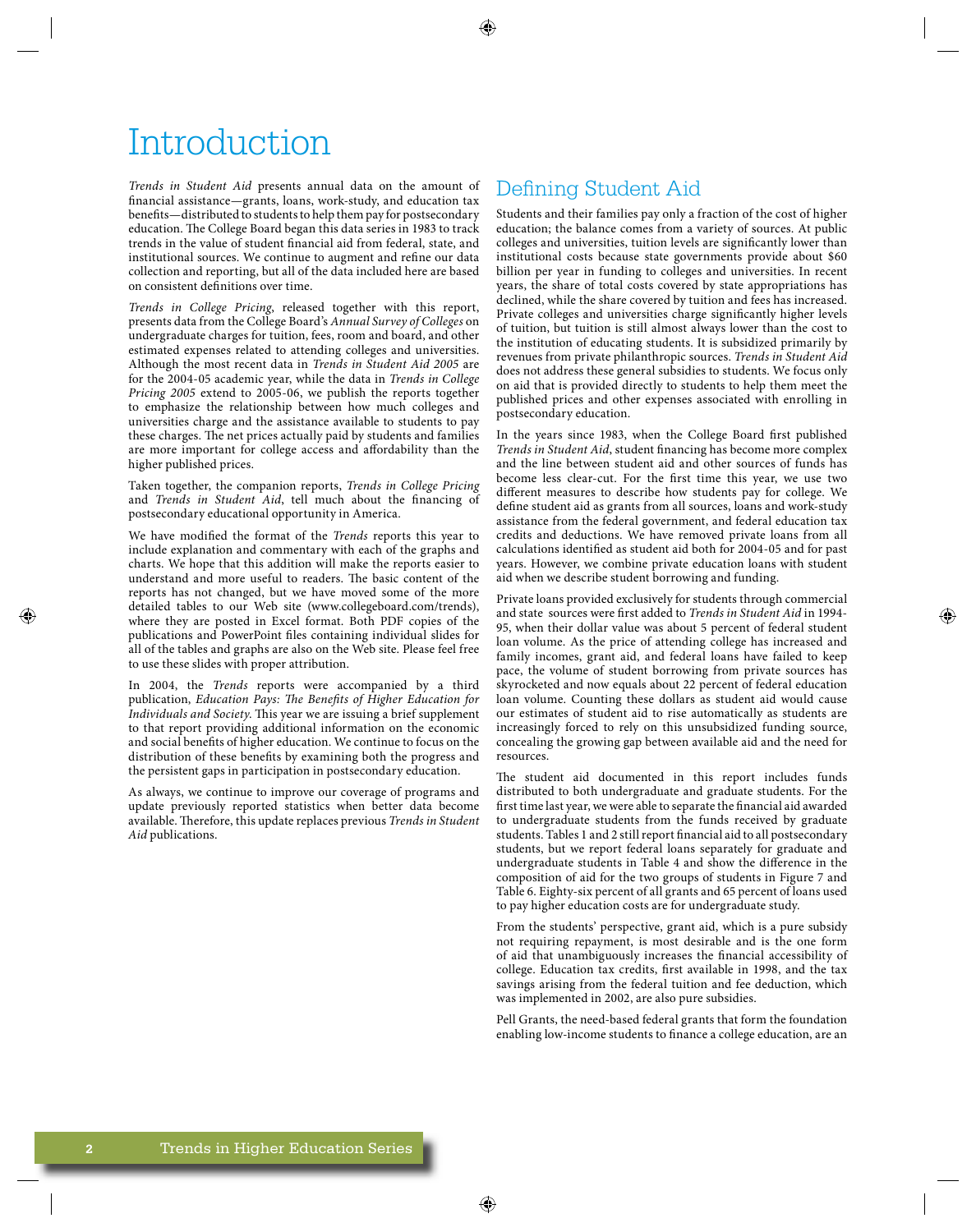# Introduction

*Trends in Student Aid* presents annual data on the amount of financial assistance—grants, loans, work-study, and education tax benefits—distributed to students to help them pay for postsecondary education. The College Board began this data series in 1983 to track trends in the value of student financial aid from federal, state, and institutional sources. We continue to augment and refine our data collection and reporting, but all of the data included here are based on consistent definitions over time.

*Trends in College Pricing*, released together with this report, presents data from the College Board's *Annual Survey of Colleges* on undergraduate charges for tuition, fees, room and board, and other estimated expenses related to attending colleges and universities. Although the most recent data in *Trends in Student Aid 2005* are for the 2004-05 academic year, while the data in *Trends in College Pricing 2005* extend to 2005-06, we publish the reports together to emphasize the relationship between how much colleges and universities charge and the assistance available to students to pay these charges. The net prices actually paid by students and families are more important for college access and affordability than the higher published prices.

Taken together, the companion reports, *Trends in College Pricing* and *Trends in Student Aid*, tell much about the financing of postsecondary educational opportunity in America.

We have modified the format of the *Trends* reports this year to include explanation and commentary with each of the graphs and charts. We hope that this addition will make the reports easier to understand and more useful to readers. The basic content of the reports has not changed, but we have moved some of the more detailed tables to our Web site (www.collegeboard.com/trends), where they are posted in Excel format. Both PDF copies of the publications and PowerPoint files containing individual slides for all of the tables and graphs are also on the Web site. Please feel free to use these slides with proper attribution.

In 2004, the *Trends* reports were accompanied by a third publication, *Education Pays: The Benefits of Higher Education for Individuals and Society*. This year we are issuing a brief supplement to that report providing additional information on the economic and social benefits of higher education. We continue to focus on the distribution of these benefits by examining both the progress and the persistent gaps in participation in postsecondary education.

As always, we continue to improve our coverage of programs and update previously reported statistics when better data become available. Therefore, this update replaces previous *Trends in Student Aid* publications.

## Defining Student Aid

Students and their families pay only a fraction of the cost of higher education; the balance comes from a variety of sources. At public colleges and universities, tuition levels are significantly lower than institutional costs because state governments provide about $60 billion per year in funding to colleges and universities. In recent years, the share of total costs covered by state appropriations has declined, while the share covered by tuition and fees has increased. Private colleges and universities charge significantly higher levels of tuition, but tuition is still almost always lower than the cost to the institution of educating students. It is subsidized primarily by revenues from private philanthropic sources. *Trends in Student Aid* does not address these general subsidies to students. We focus only on aid that is provided directly to students to help them meet the published prices and other expenses associated with enrolling in postsecondary education.

In the years since 1983, when the College Board first published *Trends in Student Aid*, student financing has become more complex and the line between student aid and other sources of funds has become less clear-cut. For the first time this year, we use two different measures to describe how students pay for college. We define student aid as grants from all sources, loans and work-study assistance from the federal government, and federal education tax credits and deductions. We have removed private loans from all calculations identified as student aid both for 2004-05 and for past years. However, we combine private education loans with student aid when we describe student borrowing and funding.

Private loans provided exclusively for students through commercial and state sources were first added to *Trends in Student Aid* in 1994-95, when their dollar value was about 5 percent of federal student loan volume. As the price of attending college has increased and family incomes, grant aid, and federal loans have failed to keep pace, the volume of student borrowing from private sources has skyrocketed and now equals about 22 percent of federal education loan volume. Counting these dollars as student aid would cause our estimates of student aid to rise automatically as students are increasingly forced to rely on this unsubsidized funding source, concealing the growing gap between available aid and the need for resources.

The student aid documented in this report includes funds distributed to both undergraduate and graduate students. For the first time last year, we were able to separate the financial aid awarded to undergraduate students from the funds received by graduate students. Tables 1 and 2 still report financial aid to all postsecondary students, but we report federal loans separately for graduate and undergraduate students in Table 4 and show the difference in the composition of aid for the two groups of students in Figure 7 and Table 6. Eighty-six percent of all grants and 65 percent of loans used to pay higher education costs are for undergraduate study.

From the students' perspective, grant aid, which is a pure subsidy not requiring repayment, is most desirable and is the one form of aid that unambiguously increases the financial accessibility of college. Education tax credits, first available in 1998, and the tax savings arising from the federal tuition and fee deduction, which was implemented in 2002, are also pure subsidies.

Pell Grants, the need-based federal grants that form the foundation enabling low-income students to finance a college education, are an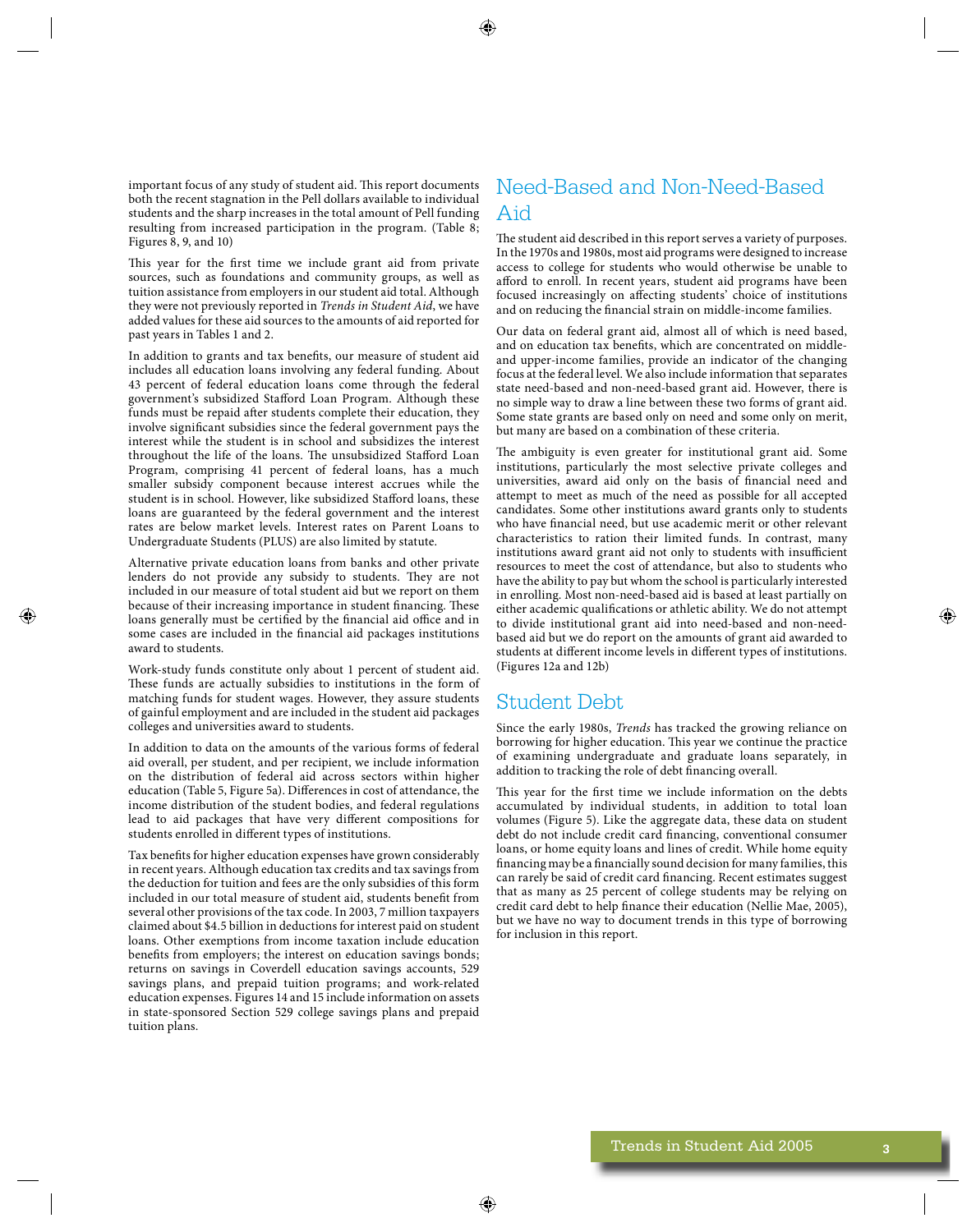important focus of any study of student aid. This report documents both the recent stagnation in the Pell dollars available to individual students and the sharp increases in the total amount of Pell funding resulting from increased participation in the program. (Table 8; Figures 8, 9, and 10)

This year for the first time we include grant aid from private sources, such as foundations and community groups, as well as tuition assistance from employers in our student aid total. Although they were not previously reported in *Trends in Student Aid*, we have added values for these aid sources to the amounts of aid reported for past years in Tables 1 and 2.

In addition to grants and tax benefits, our measure of student aid includes all education loans involving any federal funding. About 43 percent of federal education loans come through the federal government's subsidized Stafford Loan Program. Although these funds must be repaid after students complete their education, they involve significant subsidies since the federal government pays the interest while the student is in school and subsidizes the interest throughout the life of the loans. The unsubsidized Stafford Loan Program, comprising 41 percent of federal loans, has a much smaller subsidy component because interest accrues while the student is in school. However, like subsidized Stafford loans, these loans are guaranteed by the federal government and the interest rates are below market levels. Interest rates on Parent Loans to Undergraduate Students (PLUS) are also limited by statute.

Alternative private education loans from banks and other private lenders do not provide any subsidy to students. They are not included in our measure of total student aid but we report on them because of their increasing importance in student financing. These loans generally must be certified by the financial aid office and in some cases are included in the financial aid packages institutions award to students.

Work-study funds constitute only about 1 percent of student aid. These funds are actually subsidies to institutions in the form of matching funds for student wages. However, they assure students of gainful employment and are included in the student aid packages colleges and universities award to students.

In addition to data on the amounts of the various forms of federal aid overall, per student, and per recipient, we include information on the distribution of federal aid across sectors within higher education (Table 5, Figure 5a). Differences in cost of attendance, the income distribution of the student bodies, and federal regulations lead to aid packages that have very different compositions for students enrolled in different types of institutions.

Tax benefits for higher education expenses have grown considerably in recent years. Although education tax credits and tax savings from the deduction for tuition and fees are the only subsidies of this form included in our total measure of student aid, students benefit from several other provisions of the tax code. In 2003, 7 million taxpayers claimed about $4.5 billion in deductions for interest paid on student loans. Other exemptions from income taxation include education benefits from employers; the interest on education savings bonds; returns on savings in Coverdell education savings accounts, 529 savings plans, and prepaid tuition programs; and work-related education expenses. Figures 14 and 15 include information on assets in state-sponsored Section 529 college savings plans and prepaid tuition plans.

## Need-Based and Non-Need-Based Aid

The student aid described in this report serves a variety of purposes. In the 1970s and 1980s, most aid programs were designed to increase access to college for students who would otherwise be unable to afford to enroll. In recent years, student aid programs have been focused increasingly on affecting students' choice of institutions and on reducing the financial strain on middle-income families.

Our data on federal grant aid, almost all of which is need based, and on education tax benefits, which are concentrated on middle- and upper-income families, provide an indicator of the changing focus at the federal level. We also include information that separates state need-based and non-need-based grant aid. However, there is no simple way to draw a line between these two forms of grant aid. Some state grants are based only on need and some only on merit, but many are based on a combination of these criteria.

The ambiguity is even greater for institutional grant aid. Some institutions, particularly the most selective private colleges and universities, award aid only on the basis of financial need and attempt to meet as much of the need as possible for all accepted candidates. Some other institutions award grants only to students who have financial need, but use academic merit or other relevant characteristics to ration their limited funds. In contrast, many institutions award grant aid not only to students with insufficient resources to meet the cost of attendance, but also to students who have the ability to pay but whom the school is particularly interested in enrolling. Most non-need-based aid is based at least partially on either academic qualifications or athletic ability. We do not attempt to divide institutional grant aid into need-based and non-need-based aid but we do report on the amounts of grant aid awarded to students at different income levels in different types of institutions. (Figures 12a and 12b)

## Student Debt

Since the early 1980s, *Trends* has tracked the growing reliance on borrowing for higher education. This year we continue the practice of examining undergraduate and graduate loans separately, in addition to tracking the role of debt financing overall.

This year for the first time we include information on the debts accumulated by individual students, in addition to total loan volumes (Figure 5). Like the aggregate data, these data on student debt do not include credit card financing, conventional consumer loans, or home equity loans and lines of credit. While home equity financing may be a financially sound decision for many families, this can rarely be said of credit card financing. Recent estimates suggest that as many as 25 percent of college students may be relying on credit card debt to help finance their education (Nellie Mae, 2005), but we have no way to document trends in this type of borrowing for inclusion in this report.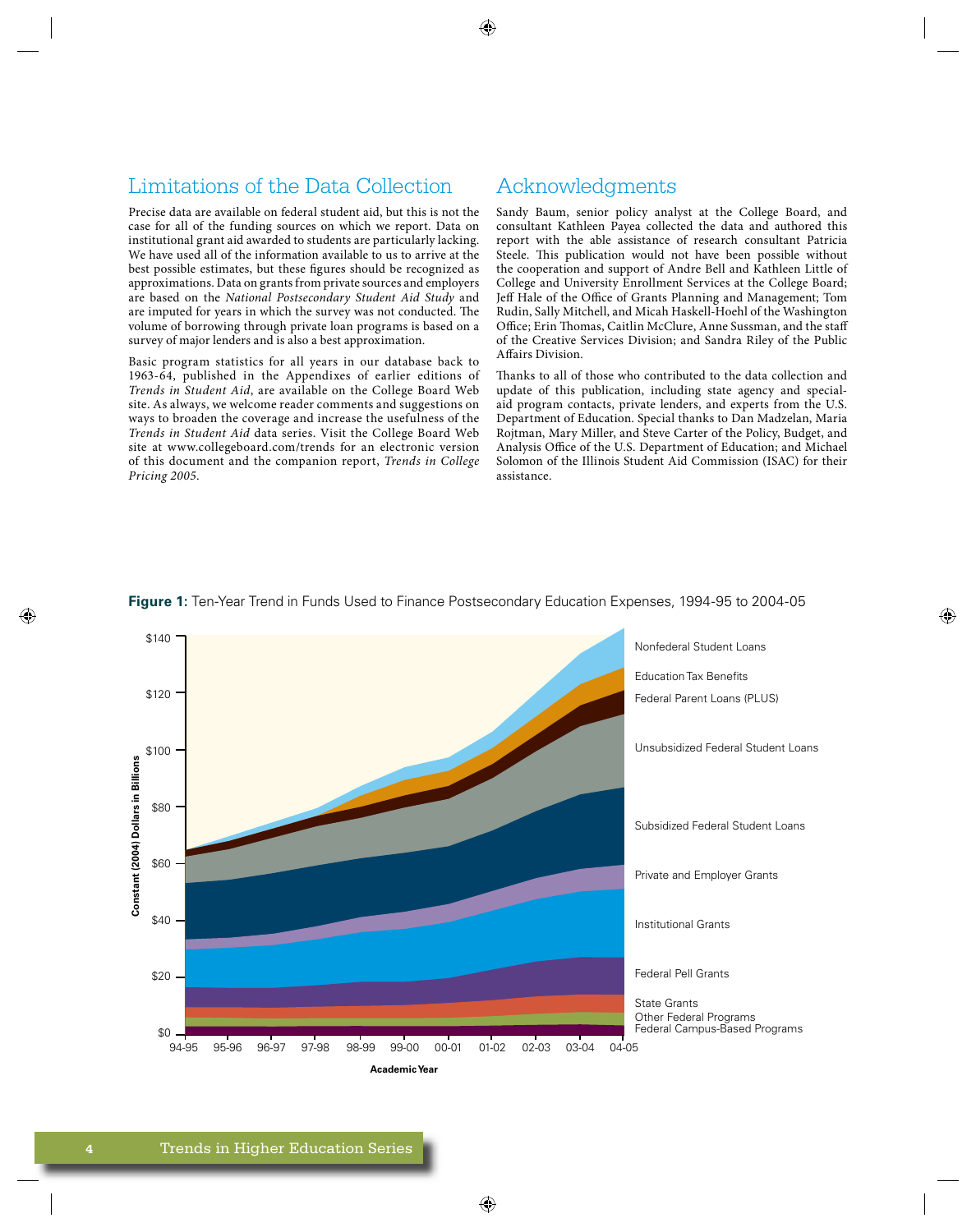## Limitations of the Data Collection

Precise data are available on federal student aid, but this is not the case for all of the funding sources on which we report. Data on institutional grant aid awarded to students are particularly lacking. We have used all of the information available to us to arrive at the best possible estimates, but these figures should be recognized as approximations. Data on grants from private sources and employers are based on the *National Postsecondary Student Aid Study* and are imputed for years in which the survey was not conducted. The volume of borrowing through private loan programs is based on a survey of major lenders and is also a best approximation.

Basic program statistics for all years in our database back to 1963-64, published in the Appendixes of earlier editions of *Trends in Student Aid*, are available on the College Board Web site. As always, we welcome reader comments and suggestions on ways to broaden the coverage and increase the usefulness of the *Trends in Student Aid* data series. Visit the College Board Web site at www.collegeboard.com/trends for an electronic version of this document and the companion report, *Trends in College Pricing 2005*.

## Acknowledgments

Sandy Baum, senior policy analyst at the College Board, and consultant Kathleen Payea collected the data and authored this report with the able assistance of research consultant Patricia Steele. This publication would not have been possible without the cooperation and support of Andre Bell and Kathleen Little of College and University Enrollment Services at the College Board; Jeff Hale of the Office of Grants Planning and Management; Tom Rudin, Sally Mitchell, and Micah Haskell-Hoehl of the Washington Office; Erin Thomas, Caitlin McClure, Anne Sussman, and the staff of the Creative Services Division; and Sandra Riley of the Public Affairs Division.

Thanks to all of those who contributed to the data collection and update of this publication, including state agency and special-aid program contacts, private lenders, and experts from the U.S. Department of Education. Special thanks to Dan Madzelan, Maria Rojtman, Mary Miller, and Steve Carter of the Policy, Budget, and Analysis Office of the U.S. Department of Education; and Michael Solomon of the Illinois Student Aid Commission (ISAC) for their assistance.

**Figure 1:** Ten-Year Trend in Funds Used to Finance Postsecondary Education Expenses, 1994-95 to 2004-05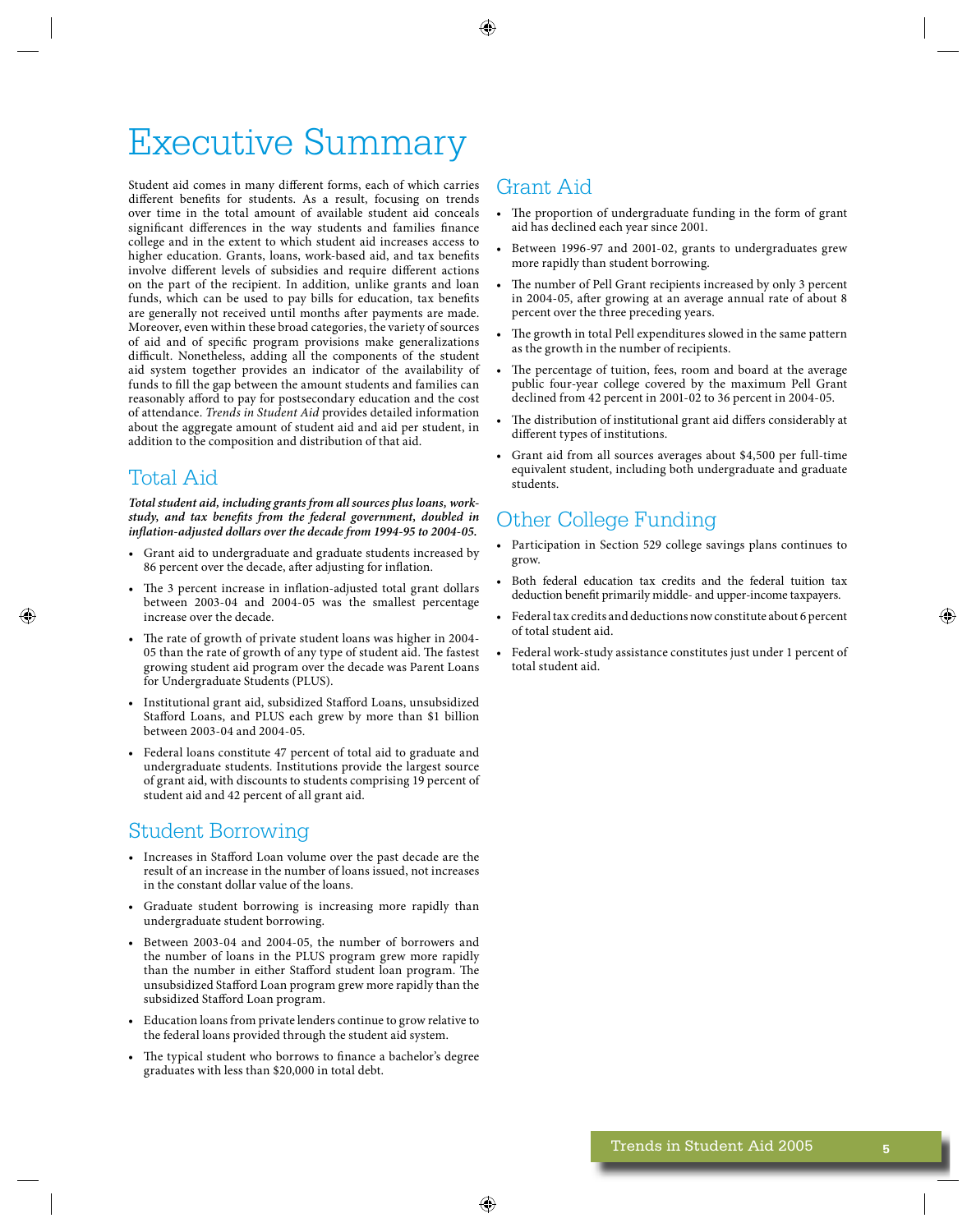# Executive Summary

Student aid comes in many different forms, each of which carries different benefits for students. As a result, focusing on trends over time in the total amount of available student aid conceals significant differences in the way students and families finance college and in the extent to which student aid increases access to higher education. Grants, loans, work-based aid, and tax benefits involve different levels of subsidies and require different actions on the part of the recipient. In addition, unlike grants and loan funds, which can be used to pay bills for education, tax benefits are generally not received until months after payments are made. Moreover, even within these broad categories, the variety of sources of aid and of specific program provisions make generalizations difficult. Nonetheless, adding all the components of the student aid system together provides an indicator of the availability of funds to fill the gap between the amount students and families can reasonably afford to pay for postsecondary education and the cost of attendance. *Trends in Student Aid* provides detailed information about the aggregate amount of student aid and aid per student, in addition to the composition and distribution of that aid.

## Total Aid

***Total student aid, including grants from all sources plus loans, work-study, and tax benefits from the federal government, doubled in inflation-adjusted dollars over the decade from 1994-95 to 2004-05.***

- Grant aid to undergraduate and graduate students increased by 86 percent over the decade, after adjusting for inflation.
- The 3 percent increase in inflation-adjusted total grant dollars between 2003-04 and 2004-05 was the smallest percentage increase over the decade.
- The rate of growth of private student loans was higher in 2004-05 than the rate of growth of any type of student aid. The fastest growing student aid program over the decade was Parent Loans for Undergraduate Students (PLUS).
- Institutional grant aid, subsidized Stafford Loans, unsubsidized Stafford Loans, and PLUS each grew by more than $1 billion between 2003-04 and 2004-05.
- Federal loans constitute 47 percent of total aid to graduate and undergraduate students. Institutions provide the largest source of grant aid, with discounts to students comprising 19 percent of student aid and 42 percent of all grant aid.

## Student Borrowing

- Increases in Stafford Loan volume over the past decade are the result of an increase in the number of loans issued, not increases in the constant dollar value of the loans.
- Graduate student borrowing is increasing more rapidly than undergraduate student borrowing.
- Between 2003-04 and 2004-05, the number of borrowers and the number of loans in the PLUS program grew more rapidly than the number in either Stafford student loan program. The unsubsidized Stafford Loan program grew more rapidly than the subsidized Stafford Loan program.
- Education loans from private lenders continue to grow relative to the federal loans provided through the student aid system.
- The typical student who borrows to finance a bachelor's degree graduates with less than $20,000 in total debt.

## Grant Aid

- The proportion of undergraduate funding in the form of grant aid has declined each year since 2001.
- Between 1996-97 and 2001-02, grants to undergraduates grew more rapidly than student borrowing.
- The number of Pell Grant recipients increased by only 3 percent in 2004-05, after growing at an average annual rate of about 8 percent over the three preceding years.
- The growth in total Pell expenditures slowed in the same pattern as the growth in the number of recipients.
- The percentage of tuition, fees, room and board at the average public four-year college covered by the maximum Pell Grant declined from 42 percent in 2001-02 to 36 percent in 2004-05.
- The distribution of institutional grant aid differs considerably at different types of institutions.
- Grant aid from all sources averages about $4,500 per full-time equivalent student, including both undergraduate and graduate students.

## Other College Funding

- Participation in Section 529 college savings plans continues to grow.
- Both federal education tax credits and the federal tuition tax deduction benefit primarily middle- and upper-income taxpayers.
- Federal tax credits and deductions now constitute about 6 percent of total student aid.
- Federal work-study assistance constitutes just under 1 percent of total student aid.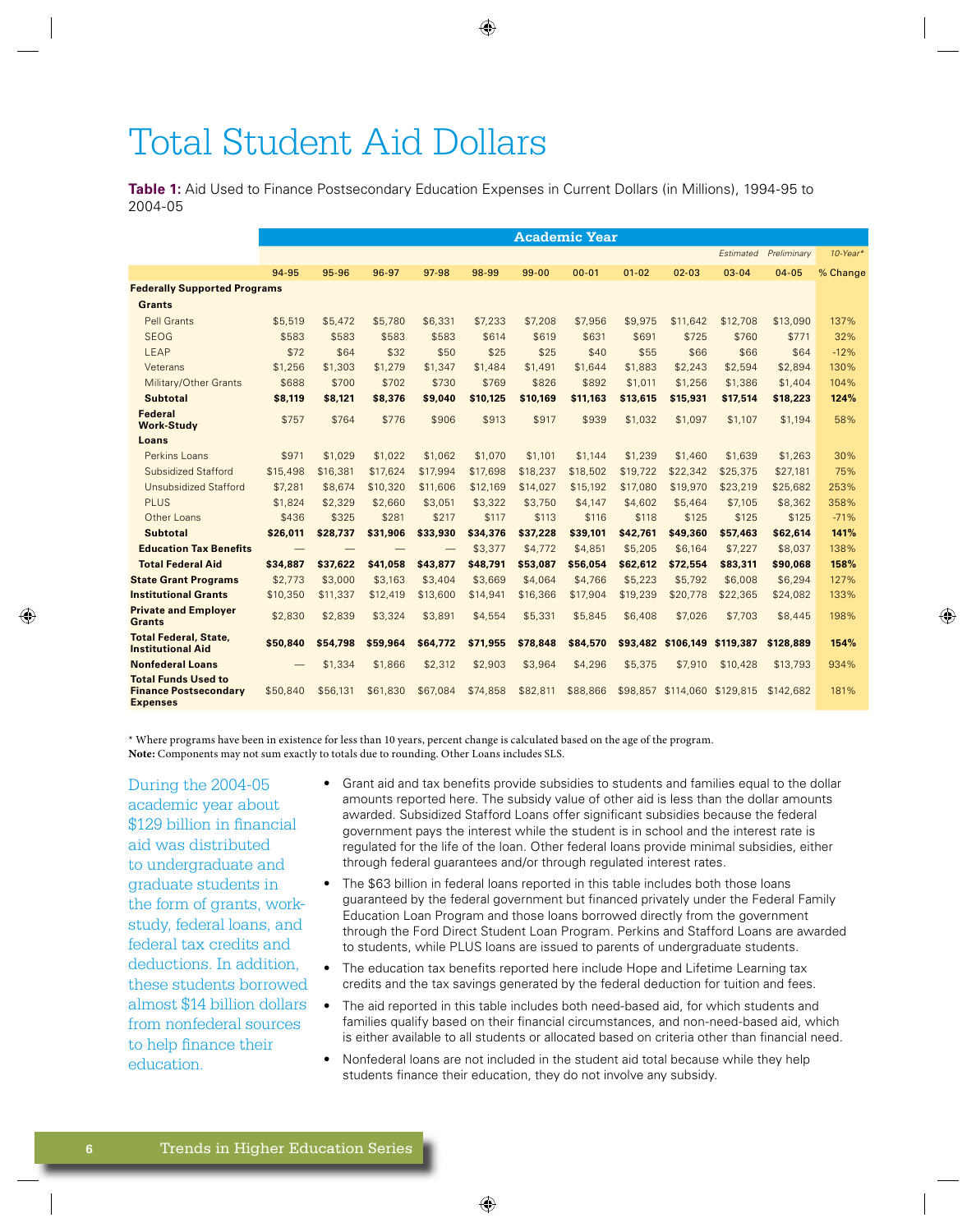# Total Student Aid Dollars

**Table 1:** Aid Used to Finance Postsecondary Education Expenses in Current Dollars (in Millions), 1994-95 to 2004-05

| | Academic Year | | | | | | | | | | | |
|---|---|---|---|---|---|---|---|---|---|---|---|---|
| | | | | | | | | | | *Estimated* | *Preliminary* | *10-Year\** |
| | 94-95 | 95-96 | 96-97 | 97-98 | 98-99 | 99-00 | 00-01 | 01-02 | 02-03 | 03-04 | 04-05 | % Change |
| **Federally Supported Programs** | | | | | | | | | | | | |
| **Grants** | | | | | | | | | | | | |
| Pell Grants | $5,519 | $5,472 | $5,780 | $6,331 | $7,233 | $7,208 | $7,956 | $9,975 | $11,642 | $12,708 | $13,090 | 137% |
| SEOG | $583 | $583 | $583 | $583 | $614 | $619 | $631 | $691 | $725 | $760 | $771 | 32% |
| LEAP | $72 | $64 | $32 | $50 | $25 | $25 | $40 | $55 | $66 | $66 | $64 | -12% |
| Veterans | $1,256 | $1,303 | $1,279 | $1,347 | $1,484 | $1,491 | $1,644 | $1,883 | $2,243 | $2,594 | $2,894 | 130% |
| Military/Other Grants | $688 | $700 | $702 | $730 | $769 | $826 | $892 | $1,011 | $1,256 | $1,386 | $1,404 | 104% |
| **Subtotal** | **$8,119** | **$8,121** | **$8,376** | **$9,040** | **$10,125** | **$10,169** | **$11,163** | **$13,615** | **$15,931** | **$17,514** | **$18,223** | **124%** |
| **Federal Work-Study** | $757 | $764 | $776 | $906 | $913 | $917 | $939 | $1,032 | $1,097 | $1,107 | $1,194 | 58% |
| **Loans** | | | | | | | | | | | | |
| Perkins Loans | $971 | $1,029 | $1,022 | $1,062 | $1,070 | $1,101 | $1,144 | $1,239 | $1,460 | $1,639 | $1,263 | 30% |
| Subsidized Stafford | $15,498 | $16,381 | $17,624 | $17,994 | $17,698 | $18,237 | $18,502 | $19,722 | $22,342 | $25,375 | $27,181 | 75% |
| Unsubsidized Stafford | $7,281 | $8,674 | $10,320 | $11,606 | $12,169 | $14,027 | $15,192 | $17,080 | $19,970 | $23,219 | $25,682 | 253% |
| PLUS | $1,824 | $2,329 | $2,660 | $3,051 | $3,322 | $3,750 | $4,147 | $4,602 | $5,464 | $7,105 | $8,362 | 358% |
| Other Loans | $436 | $325 | $281 | $217 | $117 | $113 | $116 | $118 | $125 | $125 | $125 | -71% |
| **Subtotal** | **$26,011** | **$28,737** | **$31,906** | **$33,930** | **$34,376** | **$37,228** | **$39,101** | **$42,761** | **$49,360** | **$57,463** | **$62,614** | **141%** |
| **Education Tax Benefits** | — | — | — | — | $3,377 | $4,772 | $4,851 | $5,205 | $6,164 | $7,227 | $8,037 | 138% |
| **Total Federal Aid** | **$34,887** | **$37,622** | **$41,058** | **$43,877** | **$48,791** | **$53,087** | **$56,054** | **$62,612** | **$72,554** | **$83,311** | **$90,068** | **158%** |
| **State Grant Programs** | $2,773 | $3,000 | $3,163 | $3,404 | $3,669 | $4,064 | $4,766 | $5,223 | $5,792 | $6,008 | $6,294 | 127% |
| **Institutional Grants** | $10,350 | $11,337 | $12,419 | $13,600 | $14,941 | $16,366 | $17,904 | $19,239 | $20,778 | $22,365 | $24,082 | 133% |
| **Private and Employer Grants** | $2,830 | $2,839 | $3,324 | $3,891 | $4,554 | $5,331 | $5,845 | $6,408 | $7,026 | $7,703 | $8,445 | 198% |
| **Total Federal, State, Institutional Aid** | **$50,840** | **$54,798** | **$59,964** | **$64,772** | **$71,955** | **$78,848** | **$84,570** | **$93,482** | **$106,149** | **$119,387** | **$128,889** | **154%** |
| **Nonfederal Loans** | — | $1,334 | $1,866 | $2,312 | $2,903 | $3,964 | $4,296 | $5,375 | $7,910 | $10,428 | $13,793 | 934% |
| **Total Funds Used to Finance Postsecondary Expenses** | $50,840 | $56,131 | $61,830 | $67,084 | $74,858 | $82,811 | $88,866 | $98,857 | $114,060 | $129,815 | $142,682 | 181% |

\* Where programs have been in existence for less than 10 years, percent change is calculated based on the age of the program.
**Note:** Components may not sum exactly to totals due to rounding. Other Loans includes SLS.

During the 2004-05 academic year about $129 billion in financial aid was distributed to undergraduate and graduate students in the form of grants, work-study, federal loans, and federal tax credits and deductions. In addition, these students borrowed almost $14 billion dollars from nonfederal sources to help finance their education.

- Grant aid and tax benefits provide subsidies to students and families equal to the dollar amounts reported here. The subsidy value of other aid is less than the dollar amounts awarded. Subsidized Stafford Loans offer significant subsidies because the federal government pays the interest while the student is in school and the interest rate is regulated for the life of the loan. Other federal loans provide minimal subsidies, either through federal guarantees and/or through regulated interest rates.
- The $63 billion in federal loans reported in this table includes both those loans guaranteed by the federal government but financed privately under the Federal Family Education Loan Program and those loans borrowed directly from the government through the Ford Direct Student Loan Program. Perkins and Stafford Loans are awarded to students, while PLUS loans are issued to parents of undergraduate students.
- The education tax benefits reported here include Hope and Lifetime Learning tax credits and the tax savings generated by the federal deduction for tuition and fees.
- The aid reported in this table includes both need-based aid, for which students and families qualify based on their financial circumstances, and non-need-based aid, which is either available to all students or allocated based on criteria other than financial need.
- Nonfederal loans are not included in the student aid total because while they help students finance their education, they do not involve any subsidy.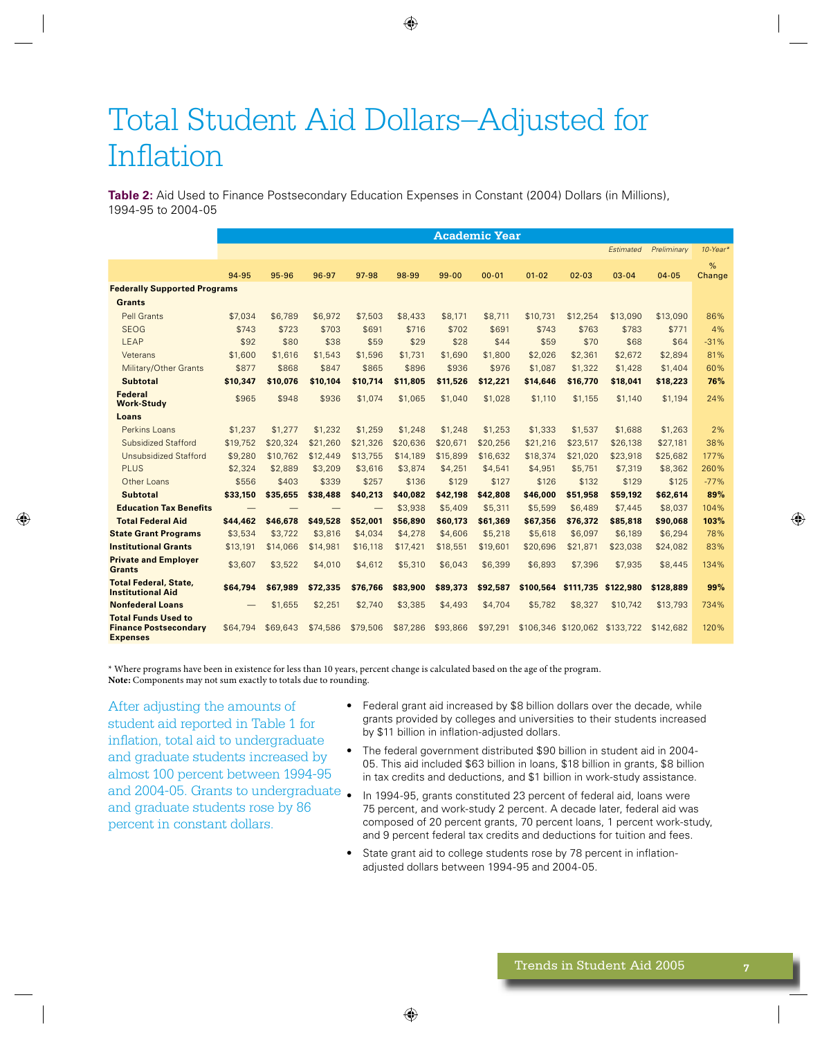# Total Student Aid Dollars–Adjusted for Inflation

**Table 2:** Aid Used to Finance Postsecondary Education Expenses in Constant (2004) Dollars (in Millions), 1994-95 to 2004-05

| | Academic Year | | | | | | | | | | | |
|---|---|---|---|---|---|---|---|---|---|---|---|---|
| | | | | | | | | | | *Estimated* | *Preliminary* | *10-Year** |
| | 94-95 | 95-96 | 96-97 | 97-98 | 98-99 | 99-00 | 00-01 | 01-02 | 02-03 | 03-04 | 04-05 | % Change |
| **Federally Supported Programs** | | | | | | | | | | | | |
| **Grants** | | | | | | | | | | | | |
| Pell Grants | $7,034 | $6,789 | $6,972 | $7,503 | $8,433 | $8,171 | $8,711 | $10,731 | $12,254 | $13,090 | $13,090 | 86% |
| SEOG | $743 | $723 | $703 | $691 | $716 | $702 | $691 | $743 | $763 | $783 | $771 | 4% |
| LEAP | $92 | $80 | $38 | $59 | $29 | $28 | $44 | $59 | $70 | $68 | $64 | -31% |
| Veterans | $1,600 | $1,616 | $1,543 | $1,596 | $1,731 | $1,690 | $1,800 | $2,026 | $2,361 | $2,672 | $2,894 | 81% |
| Military/Other Grants | $877 | $868 | $847 | $865 | $896 | $936 | $976 | $1,087 | $1,322 | $1,428 | $1,404 | 60% |
| **Subtotal** | **$10,347** | **$10,076** | **$10,104** | **$10,714** | **$11,805** | **$11,526** | **$12,221** | **$14,646** | **$16,770** | **$18,041** | **$18,223** | **76%** |
| **Federal Work-Study** | $965 | $948 | $936 | $1,074 | $1,065 | $1,040 | $1,028 | $1,110 | $1,155 | $1,140 | $1,194 | 24% |
| **Loans** | | | | | | | | | | | | |
| Perkins Loans | $1,237 | $1,277 | $1,232 | $1,259 | $1,248 | $1,248 | $1,253 | $1,333 | $1,537 | $1,688 | $1,263 | 2% |
| Subsidized Stafford | $19,752 | $20,324 | $21,260 | $21,326 | $20,636 | $20,671 | $20,256 | $21,216 | $23,517 | $26,138 | $27,181 | 38% |
| Unsubsidized Stafford | $9,280 | $10,762 | $12,449 | $13,755 | $14,189 | $15,899 | $16,632 | $18,374 | $21,020 | $23,918 | $25,682 | 177% |
| PLUS | $2,324 | $2,889 | $3,209 | $3,616 | $3,874 | $4,251 | $4,541 | $4,951 | $5,751 | $7,319 | $8,362 | 260% |
| Other Loans | $556 | $403 | $339 | $257 | $136 | $129 | $127 | $126 | $132 | $129 | $125 | -77% |
| **Subtotal** | **$33,150** | **$35,655** | **$38,488** | **$40,213** | **$40,082** | **$42,198** | **$42,808** | **$46,000** | **$51,958** | **$59,192** | **$62,614** | **89%** |
| **Education Tax Benefits** | — | — | — | — | $3,938 | $5,409 | $5,311 | $5,599 | $6,489 | $7,445 | $8,037 | 104% |
| **Total Federal Aid** | **$44,462** | **$46,678** | **$49,528** | **$52,001** | **$56,890** | **$60,173** | **$61,369** | **$67,356** | **$76,372** | **$85,818** | **$90,068** | **103%** |
| **State Grant Programs** | $3,534 | $3,722 | $3,816 | $4,034 | $4,278 | $4,606 | $5,218 | $5,618 | $6,097 | $6,189 | $6,294 | 78% |
| **Institutional Grants** | $13,191 | $14,066 | $14,981 | $16,118 | $17,421 | $18,551 | $19,601 | $20,696 | $21,871 | $23,038 | $24,082 | 83% |
| **Private and Employer Grants** | $3,607 | $3,522 | $4,010 | $4,612 | $5,310 | $6,043 | $6,399 | $6,893 | $7,396 | $7,935 | $8,445 | 134% |
| **Total Federal, State, Institutional Aid** | **$64,794** | **$67,989** | **$72,335** | **$76,766** | **$83,900** | **$89,373** | **$92,587** | **$100,564** | **$111,735** | **$122,980** | **$128,889** | **99%** |
| **Nonfederal Loans** | — | $1,655 | $2,251 | $2,740 | $3,385 | $4,493 | $4,704 | $5,782 | $8,327 | $10,742 | $13,793 | 734% |
| **Total Funds Used to Finance Postsecondary Expenses** | $64,794 | $69,643 | $74,586 | $79,506 | $87,286 | $93,866 | $97,291 | $106,346 | $120,062 | $133,722 | $142,682 | 120% |

\* Where programs have been in existence for less than 10 years, percent change is calculated based on the age of the program.
**Note:** Components may not sum exactly to totals due to rounding.

After adjusting the amounts of student aid reported in Table 1 for inflation, total aid to undergraduate and graduate students increased by almost 100 percent between 1994-95 and 2004-05. Grants to undergraduate and graduate students rose by 86 percent in constant dollars.

- Federal grant aid increased by $8 billion dollars over the decade, while grants provided by colleges and universities to their students increased by $11 billion in inflation-adjusted dollars.
- The federal government distributed $90 billion in student aid in 2004-05. This aid included $63 billion in loans, $18 billion in grants, $8 billion in tax credits and deductions, and $1 billion in work-study assistance.
- In 1994-95, grants constituted 23 percent of federal aid, loans were 75 percent, and work-study 2 percent. A decade later, federal aid was composed of 20 percent grants, 70 percent loans, 1 percent work-study, and 9 percent federal tax credits and deductions for tuition and fees.
- State grant aid to college students rose by 78 percent in inflation-adjusted dollars between 1994-95 and 2004-05.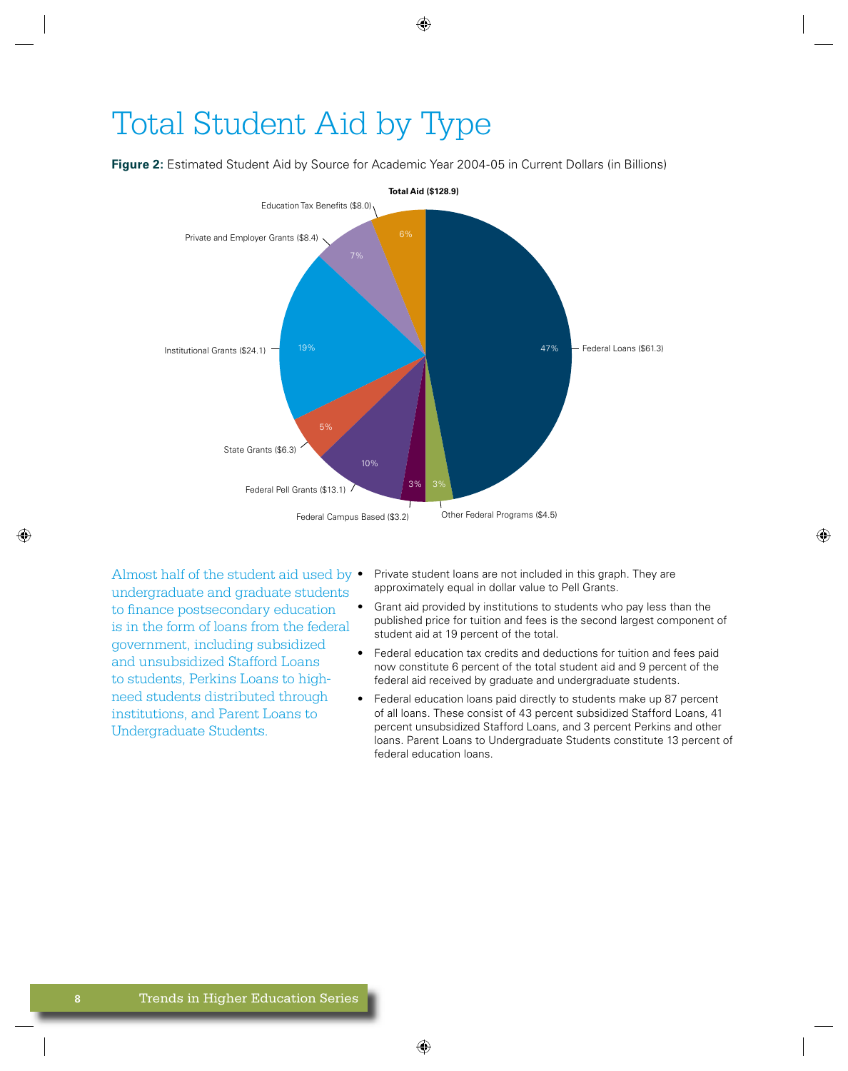# Total Student Aid by Type

**Figure 2:** Estimated Student Aid by Source for Academic Year 2004-05 in Current Dollars (in Billions)

**Total Aid ($128.9)**

| Source | Amount (Billions) | Percent |
|---|---|---|
| Federal Loans | $61.3 | 47% |
| Other Federal Programs | $4.5 | 3% |
| Federal Campus Based | $3.2 | 3% |
| Federal Pell Grants | $13.1 | 10% |
| State Grants | $6.3 | 5% |
| Institutional Grants | $24.1 | 19% |
| Private and Employer Grants | $8.4 | 7% |
| Education Tax Benefits | $8.0 | 6% |

Almost half of the student aid used by undergraduate and graduate students to finance postsecondary education is in the form of loans from the federal government, including subsidized and unsubsidized Stafford Loans to students, Perkins Loans to high-need students distributed through institutions, and Parent Loans to Undergraduate Students.

- Private student loans are not included in this graph. They are approximately equal in dollar value to Pell Grants.
- Grant aid provided by institutions to students who pay less than the published price for tuition and fees is the second largest component of student aid at 19 percent of the total.
- Federal education tax credits and deductions for tuition and fees paid now constitute 6 percent of the total student aid and 9 percent of the federal aid received by graduate and undergraduate students.
- Federal education loans paid directly to students make up 87 percent of all loans. These consist of 43 percent subsidized Stafford Loans, 41 percent unsubsidized Stafford Loans, and 3 percent Perkins and other loans. Parent Loans to Undergraduate Students constitute 13 percent of federal education loans.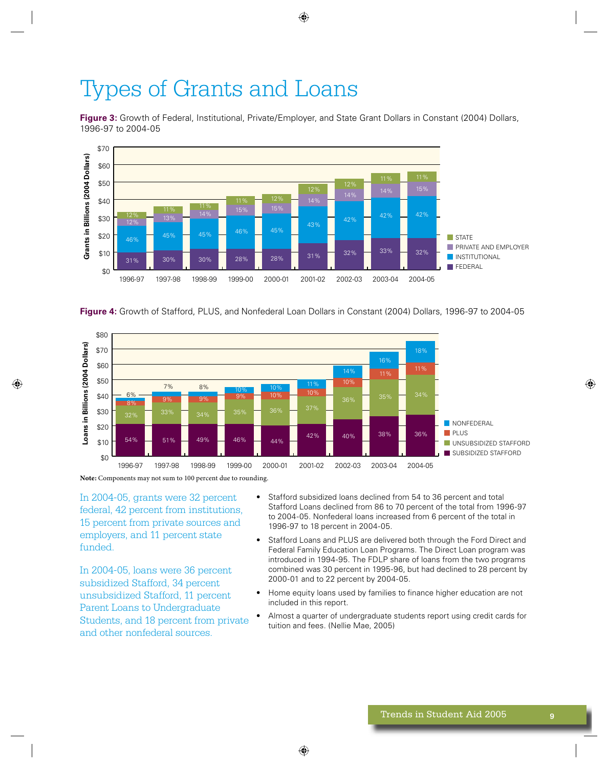# Types of Grants and Loans

**Figure 3:** Growth of Federal, Institutional, Private/Employer, and State Grant Dollars in Constant (2004) Dollars, 1996-97 to 2004-05

| Year | Federal | Institutional | Private and Employer | State |
|---|---|---|---|---|
| 1996-97 | 31% | 46% | 12% | 12% |
| 1997-98 | 30% | 45% | 13% | 11% |
| 1998-99 | 30% | 45% | 14% | 11% |
| 1999-00 | 28% | 46% | 15% | 11% |
| 2000-01 | 28% | 45% | 15% | 12% |
| 2001-02 | 31% | 43% | 14% | 12% |
| 2002-03 | 32% | 42% | 14% | 12% |
| 2003-04 | 33% | 42% | 14% | 11% |
| 2004-05 | 32% | 42% | 15% | 11% |

**Figure 4:** Growth of Stafford, PLUS, and Nonfederal Loan Dollars in Constant (2004) Dollars, 1996-97 to 2004-05

| Year | Subsidized Stafford | Unsubsidized Stafford | PLUS | Nonfederal |
|---|---|---|---|---|
| 1996-97 | 54% | 32% | 8% | 6% |
| 1997-98 | 51% | 33% | 9% | 7% |
| 1998-99 | 49% | 34% | 9% | 8% |
| 1999-00 | 46% | 35% | 9% | 10% |
| 2000-01 | 44% | 36% | 10% | 10% |
| 2001-02 | 42% | 37% | 10% | 11% |
| 2002-03 | 40% | 36% | 10% | 14% |
| 2003-04 | 38% | 35% | 11% | 16% |
| 2004-05 | 36% | 34% | 11% | 18% |

**Note:** Components may not sum to 100 percent due to rounding.

In 2004-05, grants were 32 percent federal, 42 percent from institutions, 15 percent from private sources and employers, and 11 percent state funded.

In 2004-05, loans were 36 percent subsidized Stafford, 34 percent unsubsidized Stafford, 11 percent Parent Loans to Undergraduate Students, and 18 percent from private and other nonfederal sources.

- Stafford subsidized loans declined from 54 to 36 percent and total Stafford Loans declined from 86 to 70 percent of the total from 1996-97 to 2004-05. Nonfederal loans increased from 6 percent of the total in 1996-97 to 18 percent in 2004-05.
- Stafford Loans and PLUS are delivered both through the Ford Direct and Federal Family Education Loan Programs. The Direct Loan program was introduced in 1994-95. The FDLP share of loans from the two programs combined was 30 percent in 1995-96, but had declined to 28 percent by 2000-01 and to 22 percent by 2004-05.
- Home equity loans used by families to finance higher education are not included in this report.
- Almost a quarter of undergraduate students report using credit cards for tuition and fees. (Nellie Mae, 2005)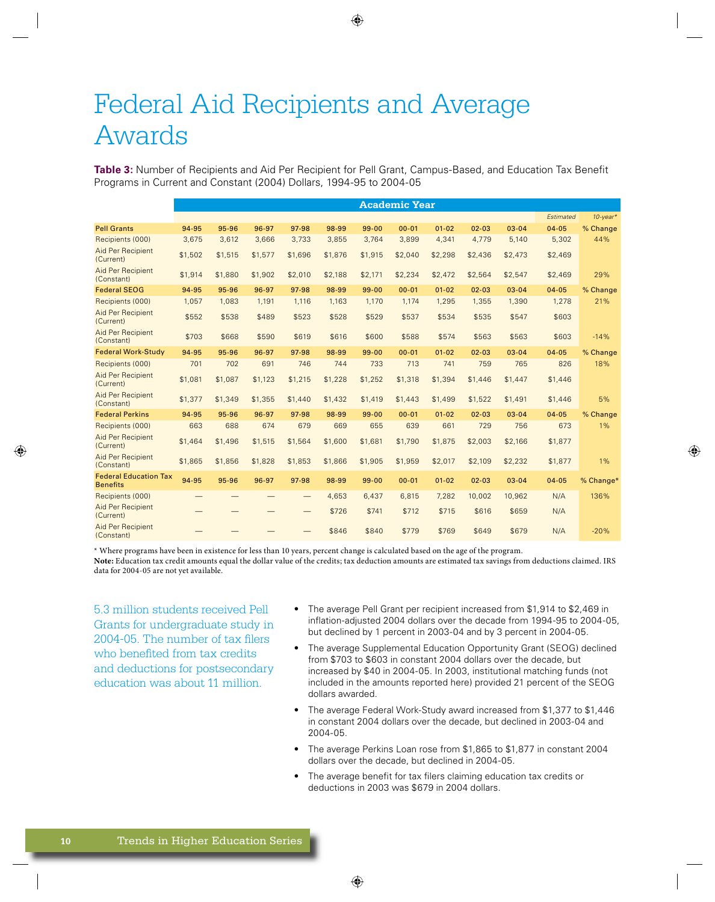# Federal Aid Recipients and Average Awards

**Table 3:** Number of Recipients and Aid Per Recipient for Pell Grant, Campus-Based, and Education Tax Benefit Programs in Current and Constant (2004) Dollars, 1994-95 to 2004-05

| | Academic Year | | | | | | | | | | | |
|---|---|---|---|---|---|---|---|---|---|---|---|---|
| | | | | | | | | | | | *Estimated* | *10-year\** |
| **Pell Grants** | **94-95** | **95-96** | **96-97** | **97-98** | **98-99** | **99-00** | **00-01** | **01-02** | **02-03** | **03-04** | **04-05** | **% Change** |
| Recipients (000) | 3,675 | 3,612 | 3,666 | 3,733 | 3,855 | 3,764 | 3,899 | 4,341 | 4,779 | 5,140 | 5,302 | 44% |
| Aid Per Recipient (Current) | $1,502 | $1,515 | $1,577 | $1,696 | $1,876 | $1,915 | $2,040 | $2,298 | $2,436 | $2,473 | $2,469 | |
| Aid Per Recipient (Constant) | $1,914 | $1,880 | $1,902 | $2,010 | $2,188 | $2,171 | $2,234 | $2,472 | $2,564 | $2,547 | $2,469 | 29% |
| **Federal SEOG** | **94-95** | **95-96** | **96-97** | **97-98** | **98-99** | **99-00** | **00-01** | **01-02** | **02-03** | **03-04** | **04-05** | **% Change** |
| Recipients (000) | 1,057 | 1,083 | 1,191 | 1,116 | 1,163 | 1,170 | 1,174 | 1,295 | 1,355 | 1,390 | 1,278 | 21% |
| Aid Per Recipient (Current) | $552 | $538 | $489 | $523 | $528 | $529 | $537 | $534 | $535 | $547 | $603 | |
| Aid Per Recipient (Constant) | $703 | $668 | $590 | $619 | $616 | $600 | $588 | $574 | $563 | $563 | $603 | -14% |
| **Federal Work-Study** | **94-95** | **95-96** | **96-97** | **97-98** | **98-99** | **99-00** | **00-01** | **01-02** | **02-03** | **03-04** | **04-05** | **% Change** |
| Recipients (000) | 701 | 702 | 691 | 746 | 744 | 733 | 713 | 741 | 759 | 765 | 826 | 18% |
| Aid Per Recipient (Current) | $1,081 | $1,087 | $1,123 | $1,215 | $1,228 | $1,252 | $1,318 | $1,394 | $1,446 | $1,447 | $1,446 | |
| Aid Per Recipient (Constant) | $1,377 | $1,349 | $1,355 | $1,440 | $1,432 | $1,419 | $1,443 | $1,499 | $1,522 | $1,491 | $1,446 | 5% |
| **Federal Perkins** | **94-95** | **95-96** | **96-97** | **97-98** | **98-99** | **99-00** | **00-01** | **01-02** | **02-03** | **03-04** | **04-05** | **% Change** |
| Recipients (000) | 663 | 688 | 674 | 679 | 669 | 655 | 639 | 661 | 729 | 756 | 673 | 1% |
| Aid Per Recipient (Current) | $1,464 | $1,496 | $1,515 | $1,564 | $1,600 | $1,681 | $1,790 | $1,875 | $2,003 | $2,166 | $1,877 | |
| Aid Per Recipient (Constant) | $1,865 | $1,856 | $1,828 | $1,853 | $1,866 | $1,905 | $1,959 | $2,017 | $2,109 | $2,232 | $1,877 | 1% |
| **Federal Education Tax Benefits** | **94-95** | **95-96** | **96-97** | **97-98** | **98-99** | **99-00** | **00-01** | **01-02** | **02-03** | **03-04** | **04-05** | **% Change\*** |
| Recipients (000) | — | — | — | — | 4,653 | 6,437 | 6,815 | 7,282 | 10,002 | 10,962 | N/A | 136% |
| Aid Per Recipient (Current) | — | — | — | — | $726 | $741 | $712 | $715 | $616 | $659 | N/A | |
| Aid Per Recipient (Constant) | — | — | — | — | $846 | $840 | $779 | $769 | $649 | $679 | N/A | -20% |

\* Where programs have been in existence for less than 10 years, percent change is calculated based on the age of the program.

**Note:** Education tax credit amounts equal the dollar value of the credits; tax deduction amounts are estimated tax savings from deductions claimed. IRS data for 2004-05 are not yet available.

5.3 million students received Pell Grants for undergraduate study in 2004-05. The number of tax filers who benefited from tax credits and deductions for postsecondary education was about 11 million.

- The average Pell Grant per recipient increased from $1,914 to $2,469 in inflation-adjusted 2004 dollars over the decade from 1994-95 to 2004-05, but declined by 1 percent in 2003-04 and by 3 percent in 2004-05.
- The average Supplemental Education Opportunity Grant (SEOG) declined from $703 to $603 in constant 2004 dollars over the decade, but increased by $40 in 2004-05. In 2003, institutional matching funds (not included in the amounts reported here) provided 21 percent of the SEOG dollars awarded.
- The average Federal Work-Study award increased from $1,377 to $1,446 in constant 2004 dollars over the decade, but declined in 2003-04 and 2004-05.
- The average Perkins Loan rose from $1,865 to $1,877 in constant 2004 dollars over the decade, but declined in 2004-05.
- The average benefit for tax filers claiming education tax credits or deductions in 2003 was $679 in 2004 dollars.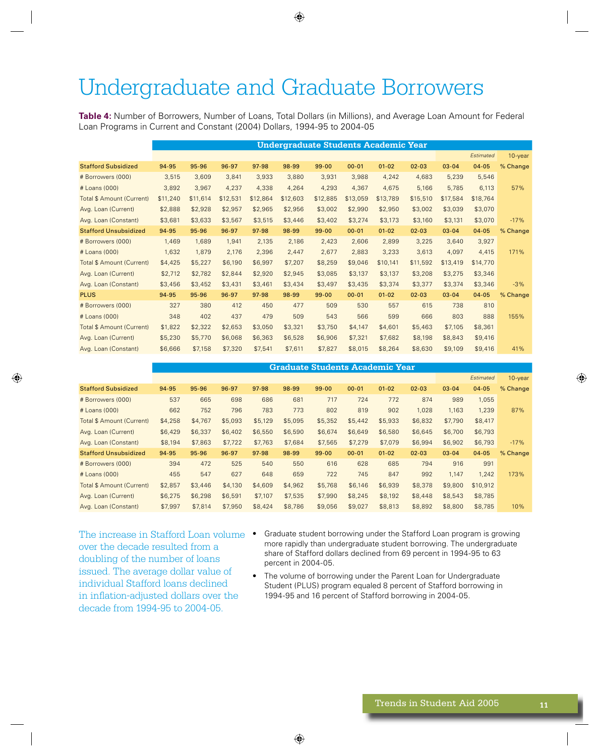# Undergraduate and Graduate Borrowers

**Table 4:** Number of Borrowers, Number of Loans, Total Dollars (in Millions), and Average Loan Amount for Federal Loan Programs in Current and Constant (2004) Dollars, 1994-95 to 2004-05

| | Undergraduate Students Academic Year | | | | | | | | | | | |
|---|---|---|---|---|---|---|---|---|---|---|---|---|
| | | | | | | | | | | | *Estimated* | 10-year |
| **Stafford Subsidized** | 94-95 | 95-96 | 96-97 | 97-98 | 98-99 | 99-00 | 00-01 | 01-02 | 02-03 | 03-04 | 04-05 | % Change |
| # Borrowers (000) | 3,515 | 3,609 | 3,841 | 3,933 | 3,880 | 3,931 | 3,988 | 4,242 | 4,683 | 5,239 | 5,546 | |
| # Loans (000) | 3,892 | 3,967 | 4,237 | 4,338 | 4,264 | 4,293 | 4,367 | 4,675 | 5,166 | 5,785 | 6,113 | 57% |
| Total $ Amount (Current) | $11,240 | $11,614 | $12,531 | $12,864 | $12,603 | $12,885 | $13,059 | $13,789 | $15,510 | $17,584 | $18,764 | |
| Avg. Loan (Current) | $2,888 | $2,928 | $2,957 | $2,965 | $2,956 | $3,002 | $2,990 | $2,950 | $3,002 | $3,039 | $3,070 | |
| Avg. Loan (Constant) | $3,681 | $3,633 | $3,567 | $3,515 | $3,446 | $3,402 | $3,274 | $3,173 | $3,160 | $3,131 | $3,070 | -17% |
| **Stafford Unsubsidized** | 94-95 | 95-96 | 96-97 | 97-98 | 98-99 | 99-00 | 00-01 | 01-02 | 02-03 | 03-04 | 04-05 | % Change |
| # Borrowers (000) | 1,469 | 1,689 | 1,941 | 2,135 | 2,186 | 2,423 | 2,606 | 2,899 | 3,225 | 3,640 | 3,927 | |
| # Loans (000) | 1,632 | 1,879 | 2,176 | 2,396 | 2,447 | 2,677 | 2,883 | 3,233 | 3,613 | 4,097 | 4,415 | 171% |
| Total $ Amount (Current) | $4,425 | $5,227 | $6,190 | $6,997 | $7,207 | $8,259 | $9,046 | $10,141 | $11,592 | $13,419 | $14,770 | |
| Avg. Loan (Current) | $2,712 | $2,782 | $2,844 | $2,920 | $2,945 | $3,085 | $3,137 | $3,137 | $3,208 | $3,275 | $3,346 | |
| Avg. Loan (Constant) | $3,456 | $3,452 | $3,431 | $3,461 | $3,434 | $3,497 | $3,435 | $3,374 | $3,377 | $3,374 | $3,346 | -3% |
| **PLUS** | 94-95 | 95-96 | 96-97 | 97-98 | 98-99 | 99-00 | 00-01 | 01-02 | 02-03 | 03-04 | 04-05 | % Change |
| # Borrowers (000) | 327 | 380 | 412 | 450 | 477 | 509 | 530 | 557 | 615 | 738 | 810 | |
| # Loans (000) | 348 | 402 | 437 | 479 | 509 | 543 | 566 | 599 | 666 | 803 | 888 | 155% |
| Total $ Amount (Current) | $1,822 | $2,322 | $2,653 | $3,050 | $3,321 | $3,750 | $4,147 | $4,601 | $5,463 | $7,105 | $8,361 | |
| Avg. Loan (Current) | $5,230 | $5,770 | $6,068 | $6,363 | $6,528 | $6,906 | $7,321 | $7,682 | $8,198 | $8,843 | $9,416 | |
| Avg. Loan (Constant) | $6,666 | $7,158 | $7,320 | $7,541 | $7,611 | $7,827 | $8,015 | $8,264 | $8,630 | $9,109 | $9,416 | 41% |

| | Graduate Students Academic Year | | | | | | | | | | | |
|---|---|---|---|---|---|---|---|---|---|---|---|---|
| | | | | | | | | | | | *Estimated* | 10-year |
| **Stafford Subsidized** | 94-95 | 95-96 | 96-97 | 97-98 | 98-99 | 99-00 | 00-01 | 01-02 | 02-03 | 03-04 | 04-05 | % Change |
| # Borrowers (000) | 537 | 665 | 698 | 686 | 681 | 717 | 724 | 772 | 874 | 989 | 1,055 | |
| # Loans (000) | 662 | 752 | 796 | 783 | 773 | 802 | 819 | 902 | 1,028 | 1,163 | 1,239 | 87% |
| Total $ Amount (Current) | $4,258 | $4,767 | $5,093 | $5,129 | $5,095 | $5,352 | $5,442 | $5,933 | $6,832 | $7,790 | $8,417 | |
| Avg. Loan (Current) | $6,429 | $6,337 | $6,402 | $6,550 | $6,590 | $6,674 | $6,649 | $6,580 | $6,645 | $6,700 | $6,793 | |
| Avg. Loan (Constant) | $8,194 | $7,863 | $7,722 | $7,763 | $7,684 | $7,565 | $7,279 | $7,079 | $6,994 | $6,902 | $6,793 | -17% |
| **Stafford Unsubsidized** | 94-95 | 95-96 | 96-97 | 97-98 | 98-99 | 99-00 | 00-01 | 01-02 | 02-03 | 03-04 | 04-05 | % Change |
| # Borrowers (000) | 394 | 472 | 525 | 540 | 550 | 616 | 628 | 685 | 794 | 916 | 991 | |
| # Loans (000) | 455 | 547 | 627 | 648 | 659 | 722 | 745 | 847 | 992 | 1,147 | 1,242 | 173% |
| Total $ Amount (Current) | $2,857 | $3,446 | $4,130 | $4,609 | $4,962 | $5,768 | $6,146 | $6,939 | $8,378 | $9,800 | $10,912 | |
| Avg. Loan (Current) | $6,275 | $6,298 | $6,591 | $7,107 | $7,535 | $7,990 | $8,245 | $8,192 | $8,448 | $8,543 | $8,785 | |
| Avg. Loan (Constant) | $7,997 | $7,814 | $7,950 | $8,424 | $8,786 | $9,056 | $9,027 | $8,813 | $8,892 | $8,800 | $8,785 | 10% |

The increase in Stafford Loan volume over the decade resulted from a doubling of the number of loans issued. The average dollar value of individual Stafford loans declined in inflation-adjusted dollars over the decade from 1994-95 to 2004-05.

- Graduate student borrowing under the Stafford Loan program is growing more rapidly than undergraduate student borrowing. The undergraduate share of Stafford dollars declined from 69 percent in 1994-95 to 63 percent in 2004-05.
- The volume of borrowing under the Parent Loan for Undergraduate Student (PLUS) program equaled 8 percent of Stafford borrowing in 1994-95 and 16 percent of Stafford borrowing in 2004-05.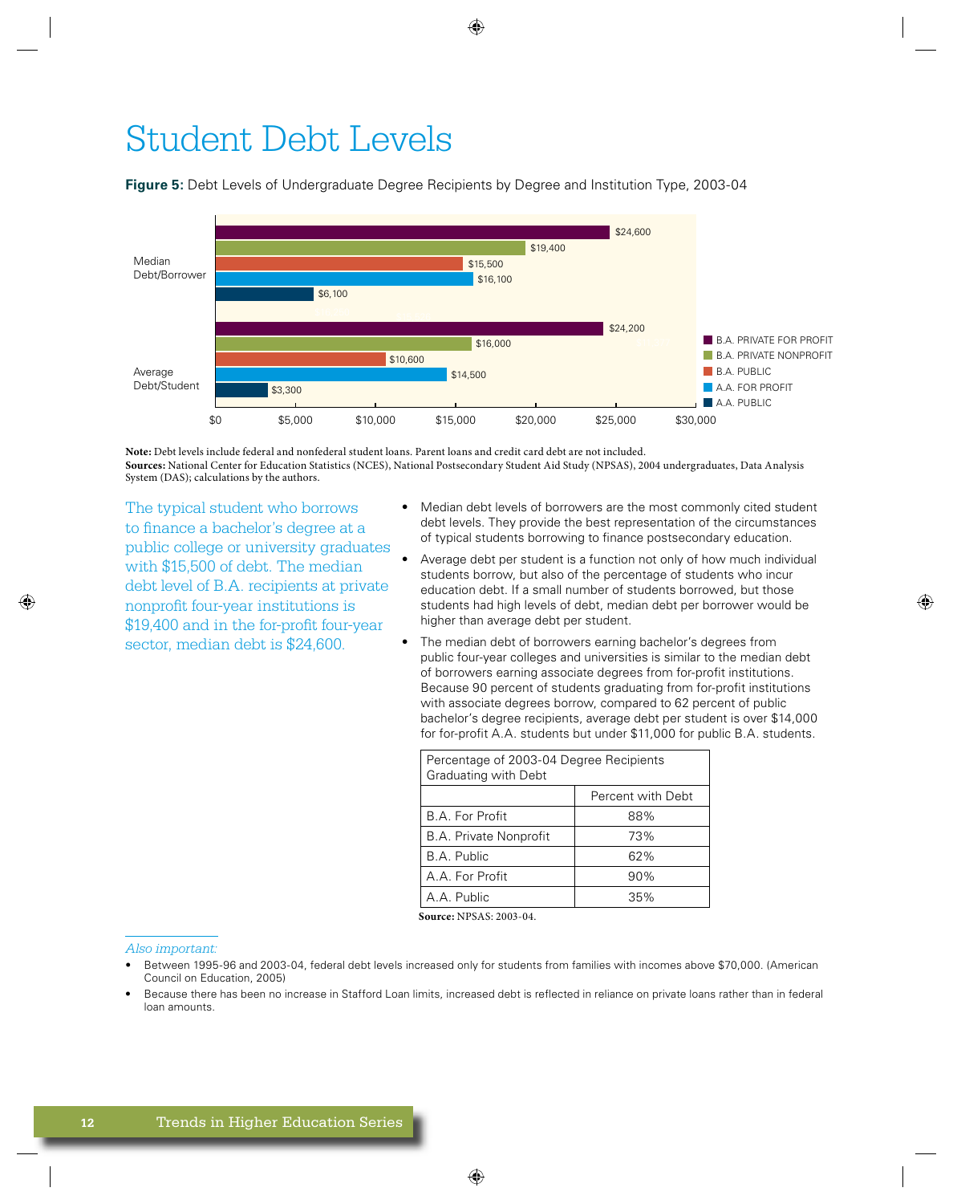# Student Debt Levels

**Figure 5:** Debt Levels of Undergraduate Degree Recipients by Degree and Institution Type, 2003-04

| | B.A. Private For Profit | B.A. Private Nonprofit | B.A. Public | A.A. For Profit | A.A. Public |
|---|---|---|---|---|---|
| Median Debt/Borrower | $24,600 | $19,400 | $15,500 | $16,100 | $6,100 |
| Average Debt/Student | $24,200 | $16,000 | $10,600 | $14,500 | $3,300 |

**Note:** Debt levels include federal and nonfederal student loans. Parent loans and credit card debt are not included.
**Sources:** National Center for Education Statistics (NCES), National Postsecondary Student Aid Study (NPSAS), 2004 undergraduates, Data Analysis System (DAS); calculations by the authors.

The typical student who borrows to finance a bachelor's degree at a public college or university graduates with $15,500 of debt. The median debt level of B.A. recipients at private nonprofit four-year institutions is $19,400 and in the for-profit four-year sector, median debt is $24,600.

- Median debt levels of borrowers are the most commonly cited student debt levels. They provide the best representation of the circumstances of typical students borrowing to finance postsecondary education.
- Average debt per student is a function not only of how much individual students borrow, but also of the percentage of students who incur education debt. If a small number of students borrowed, but those students had high levels of debt, median debt per borrower would be higher than average debt per student.
- The median debt of borrowers earning bachelor's degrees from public four-year colleges and universities is similar to the median debt of borrowers earning associate degrees from for-profit institutions. Because 90 percent of students graduating from for-profit institutions with associate degrees borrow, compared to 62 percent of public bachelor's degree recipients, average debt per student is over $14,000 for for-profit A.A. students but under $11,000 for public B.A. students.

| Percentage of 2003-04 Degree Recipients Graduating with Debt | |
|---|---|
| | Percent with Debt |
| B.A. For Profit | 88% |
| B.A. Private Nonprofit | 73% |
| B.A. Public | 62% |
| A.A. For Profit | 90% |
| A.A. Public | 35% |

**Source:** NPSAS: 2003-04.

*Also important:*

- Between 1995-96 and 2003-04, federal debt levels increased only for students from families with incomes above $70,000. (American Council on Education, 2005)
- Because there has been no increase in Stafford Loan limits, increased debt is reflected in reliance on private loans rather than in federal loan amounts.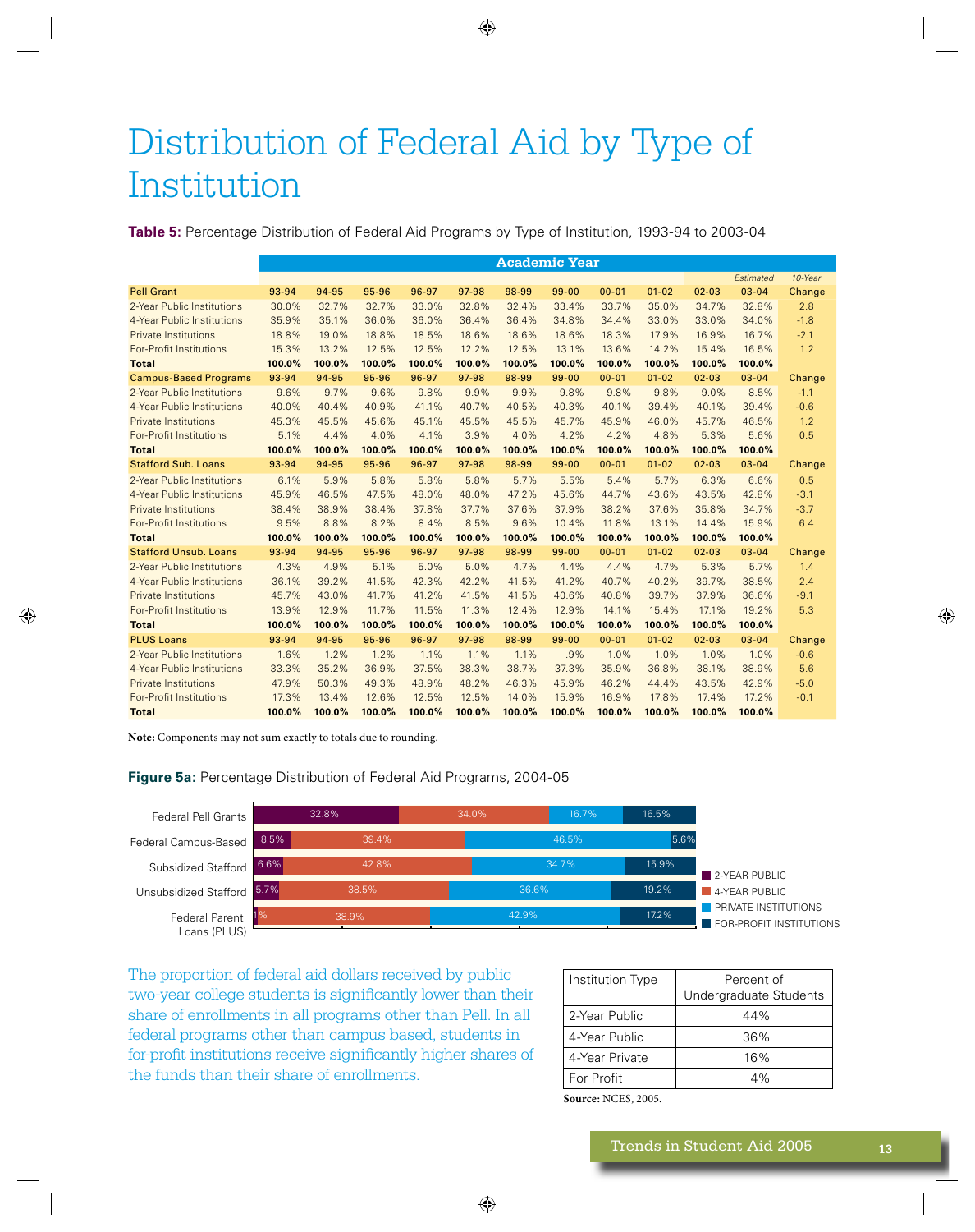# Distribution of Federal Aid by Type of Institution

**Table 5:** Percentage Distribution of Federal Aid Programs by Type of Institution, 1993-94 to 2003-04

| | Academic Year | | | | | | | | | | | |
|---|---|---|---|---|---|---|---|---|---|---|---|---|
| | | | | | | | | | | | *Estimated* | *10-Year* |
| **Pell Grant** | 93-94 | 94-95 | 95-96 | 96-97 | 97-98 | 98-99 | 99-00 | 00-01 | 01-02 | 02-03 | 03-04 | Change |
| 2-Year Public Institutions | 30.0% | 32.7% | 32.7% | 33.0% | 32.8% | 32.4% | 33.4% | 33.7% | 35.0% | 34.7% | 32.8% | 2.8 |
| 4-Year Public Institutions | 35.9% | 35.1% | 36.0% | 36.0% | 36.4% | 36.4% | 34.8% | 34.4% | 33.0% | 33.0% | 34.0% | -1.8 |
| Private Institutions | 18.8% | 19.0% | 18.8% | 18.5% | 18.6% | 18.6% | 18.6% | 18.3% | 17.9% | 16.9% | 16.7% | -2.1 |
| For-Profit Institutions | 15.3% | 13.2% | 12.5% | 12.5% | 12.2% | 12.5% | 13.1% | 13.6% | 14.2% | 15.4% | 16.5% | 1.2 |
| **Total** | **100.0%** | **100.0%** | **100.0%** | **100.0%** | **100.0%** | **100.0%** | **100.0%** | **100.0%** | **100.0%** | **100.0%** | **100.0%** | |
| **Campus-Based Programs** | 93-94 | 94-95 | 95-96 | 96-97 | 97-98 | 98-99 | 99-00 | 00-01 | 01-02 | 02-03 | 03-04 | Change |
| 2-Year Public Institutions | 9.6% | 9.7% | 9.6% | 9.8% | 9.9% | 9.9% | 9.8% | 9.8% | 9.8% | 9.0% | 8.5% | -1.1 |
| 4-Year Public Institutions | 40.0% | 40.4% | 40.9% | 41.1% | 40.7% | 40.5% | 40.3% | 40.1% | 39.4% | 40.1% | 39.4% | -0.6 |
| Private Institutions | 45.3% | 45.5% | 45.6% | 45.1% | 45.5% | 45.5% | 45.7% | 45.9% | 46.0% | 45.7% | 46.5% | 1.2 |
| For-Profit Institutions | 5.1% | 4.4% | 4.0% | 4.1% | 3.9% | 4.0% | 4.2% | 4.2% | 4.8% | 5.3% | 5.6% | 0.5 |
| **Total** | **100.0%** | **100.0%** | **100.0%** | **100.0%** | **100.0%** | **100.0%** | **100.0%** | **100.0%** | **100.0%** | **100.0%** | **100.0%** | |
| **Stafford Sub. Loans** | 93-94 | 94-95 | 95-96 | 96-97 | 97-98 | 98-99 | 99-00 | 00-01 | 01-02 | 02-03 | 03-04 | Change |
| 2-Year Public Institutions | 6.1% | 5.9% | 5.8% | 5.8% | 5.8% | 5.7% | 5.5% | 5.4% | 5.7% | 6.3% | 6.6% | 0.5 |
| 4-Year Public Institutions | 45.9% | 46.5% | 47.5% | 48.0% | 48.0% | 47.2% | 45.6% | 44.7% | 43.6% | 43.5% | 42.8% | -3.1 |
| Private Institutions | 38.4% | 38.9% | 38.4% | 37.8% | 37.7% | 37.6% | 37.9% | 38.2% | 37.6% | 35.8% | 34.7% | -3.7 |
| For-Profit Institutions | 9.5% | 8.8% | 8.2% | 8.4% | 8.5% | 9.6% | 10.4% | 11.8% | 13.1% | 14.4% | 15.9% | 6.4 |
| **Total** | **100.0%** | **100.0%** | **100.0%** | **100.0%** | **100.0%** | **100.0%** | **100.0%** | **100.0%** | **100.0%** | **100.0%** | **100.0%** | |
| **Stafford Unsub. Loans** | 93-94 | 94-95 | 95-96 | 96-97 | 97-98 | 98-99 | 99-00 | 00-01 | 01-02 | 02-03 | 03-04 | Change |
| 2-Year Public Institutions | 4.3% | 4.9% | 5.1% | 5.0% | 5.0% | 4.7% | 4.4% | 4.4% | 4.7% | 5.3% | 5.7% | 1.4 |
| 4-Year Public Institutions | 36.1% | 39.2% | 41.5% | 42.3% | 42.2% | 41.5% | 41.2% | 40.7% | 40.2% | 39.7% | 38.5% | 2.4 |
| Private Institutions | 45.7% | 43.0% | 41.7% | 41.2% | 41.5% | 41.5% | 40.6% | 40.8% | 39.7% | 37.9% | 36.6% | -9.1 |
| For-Profit Institutions | 13.9% | 12.9% | 11.7% | 11.5% | 11.3% | 12.4% | 12.9% | 14.1% | 15.4% | 17.1% | 19.2% | 5.3 |
| **Total** | **100.0%** | **100.0%** | **100.0%** | **100.0%** | **100.0%** | **100.0%** | **100.0%** | **100.0%** | **100.0%** | **100.0%** | **100.0%** | |
| **PLUS Loans** | 93-94 | 94-95 | 95-96 | 96-97 | 97-98 | 98-99 | 99-00 | 00-01 | 01-02 | 02-03 | 03-04 | Change |
| 2-Year Public Institutions | 1.6% | 1.2% | 1.2% | 1.1% | 1.1% | 1.1% | .9% | 1.0% | 1.0% | 1.0% | 1.0% | -0.6 |
| 4-Year Public Institutions | 33.3% | 35.2% | 36.9% | 37.5% | 38.3% | 38.7% | 37.3% | 35.9% | 36.8% | 38.1% | 38.9% | 5.6 |
| Private Institutions | 47.9% | 50.3% | 49.3% | 48.9% | 48.2% | 46.3% | 45.9% | 46.2% | 44.4% | 43.5% | 42.9% | -5.0 |
| For-Profit Institutions | 17.3% | 13.4% | 12.6% | 12.5% | 12.5% | 14.0% | 15.9% | 16.9% | 17.8% | 17.4% | 17.2% | -0.1 |
| **Total** | **100.0%** | **100.0%** | **100.0%** | **100.0%** | **100.0%** | **100.0%** | **100.0%** | **100.0%** | **100.0%** | **100.0%** | **100.0%** | |

**Note:** Components may not sum exactly to totals due to rounding.

**Figure 5a:** Percentage Distribution of Federal Aid Programs, 2004-05

| | 2-Year Public | 4-Year Public | Private Institutions | For-Profit Institutions |
|---|---|---|---|---|
| Federal Pell Grants | 32.8% | 34.0% | 16.7% | 16.5% |
| Federal Campus-Based | 8.5% | 39.4% | 46.5% | 5.6% |
| Subsidized Stafford | 6.6% | 42.8% | 34.7% | 15.9% |
| Unsubsidized Stafford | 5.7% | 38.5% | 36.6% | 19.2% |
| Federal Parent Loans (PLUS) | 1% | 38.9% | 42.9% | 17.2% |

The proportion of federal aid dollars received by public two-year college students is significantly lower than their share of enrollments in all programs other than Pell. In all federal programs other than campus based, students in for-profit institutions receive significantly higher shares of the funds than their share of enrollments.

| Institution Type | Percent of Undergraduate Students |
|---|---|
| 2-Year Public | 44% |
| 4-Year Public | 36% |
| 4-Year Private | 16% |
| For Profit | 4% |

**Source:** NCES, 2005.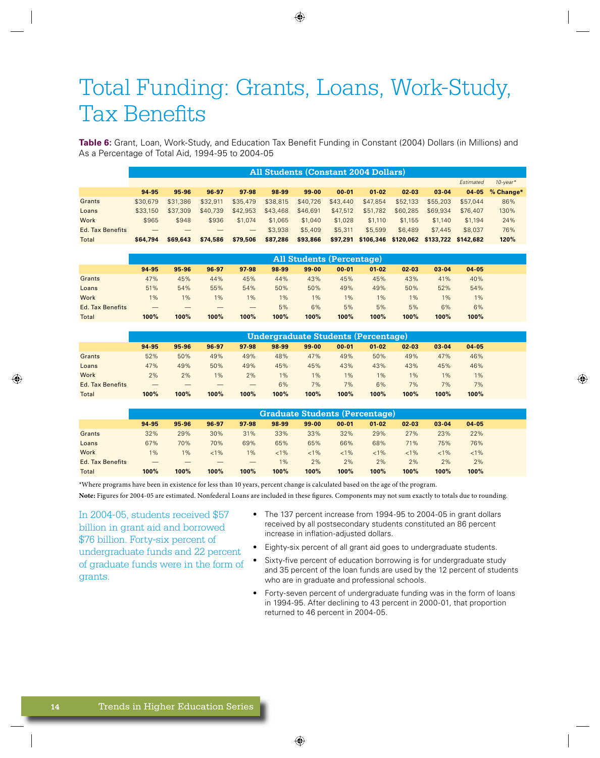# Total Funding: Grants, Loans, Work-Study, Tax Benefits

**Table 6:** Grant, Loan, Work-Study, and Education Tax Benefit Funding in Constant (2004) Dollars (in Millions) and As a Percentage of Total Aid, 1994-95 to 2004-05

| All Students (Constant 2004 Dollars) | | | | | | | | | | | | |
|---|---|---|---|---|---|---|---|---|---|---|---|---|
| | | | | | | | | | | | *Estimated* | *10-year\** |
| | **94-95** | **95-96** | **96-97** | **97-98** | **98-99** | **99-00** | **00-01** | **01-02** | **02-03** | **03-04** | **04-05** | **% Change\*** |
| Grants | $30,679 | $31,386 | $32,911 | $35,479 | $38,815 | $40,726 | $43,440 | $47,854 | $52,133 | $55,203 | $57,044 | 86% |
| Loans | $33,150 | $37,309 | $40,739 | $42,953 | $43,468 | $46,691 | $47,512 | $51,782 | $60,285 | $69,934 | $76,407 | 130% |
| Work | $965 | $948 | $936 | $1,074 | $1,065 | $1,040 | $1,028 | $1,110 | $1,155 | $1,140 | $1,194 | 24% |
| Ed. Tax Benefits | — | — | — | — | $3,938 | $5,409 | $5,311 | $5,599 | $6,489 | $7,445 | $8,037 | 76% |
| **Total** | **$64,794** | **$69,643** | **$74,586** | **$79,506** | **$87,286** | **$93,866** | **$97,291** | **$106,346** | **$120,062** | **$133,722** | **$142,682** | **120%** |

| All Students (Percentage) | | | | | | | | | | | |
|---|---|---|---|---|---|---|---|---|---|---|---|
| | **94-95** | **95-96** | **96-97** | **97-98** | **98-99** | **99-00** | **00-01** | **01-02** | **02-03** | **03-04** | **04-05** |
| Grants | 47% | 45% | 44% | 45% | 44% | 43% | 45% | 45% | 43% | 41% | 40% |
| Loans | 51% | 54% | 55% | 54% | 50% | 50% | 49% | 49% | 50% | 52% | 54% |
| Work | 1% | 1% | 1% | 1% | 1% | 1% | 1% | 1% | 1% | 1% | 1% |
| Ed. Tax Benefits | — | — | — | — | 5% | 6% | 5% | 5% | 5% | 6% | 6% |
| **Total** | **100%** | **100%** | **100%** | **100%** | **100%** | **100%** | **100%** | **100%** | **100%** | **100%** | **100%** |

| Undergraduate Students (Percentage) | | | | | | | | | | | |
|---|---|---|---|---|---|---|---|---|---|---|---|
| | **94-95** | **95-96** | **96-97** | **97-98** | **98-99** | **99-00** | **00-01** | **01-02** | **02-03** | **03-04** | **04-05** |
| Grants | 52% | 50% | 49% | 49% | 48% | 47% | 49% | 50% | 49% | 47% | 46% |
| Loans | 47% | 49% | 50% | 49% | 45% | 45% | 43% | 43% | 43% | 45% | 46% |
| Work | 2% | 2% | 1% | 2% | 1% | 1% | 1% | 1% | 1% | 1% | 1% |
| Ed. Tax Benefits | — | — | — | — | 6% | 7% | 7% | 6% | 7% | 7% | 7% |
| **Total** | **100%** | **100%** | **100%** | **100%** | **100%** | **100%** | **100%** | **100%** | **100%** | **100%** | **100%** |

| Graduate Students (Percentage) | | | | | | | | | | | |
|---|---|---|---|---|---|---|---|---|---|---|---|
| | **94-95** | **95-96** | **96-97** | **97-98** | **98-99** | **99-00** | **00-01** | **01-02** | **02-03** | **03-04** | **04-05** |
| Grants | 32% | 29% | 30% | 31% | 33% | 33% | 32% | 29% | 27% | 23% | 22% |
| Loans | 67% | 70% | 70% | 69% | 65% | 65% | 66% | 68% | 71% | 75% | 76% |
| Work | 1% | 1% | <1% | 1% | <1% | <1% | <1% | <1% | <1% | <1% | <1% |
| Ed. Tax Benefits | — | — | — | — | 1% | 2% | 2% | 2% | 2% | 2% | 2% |
| **Total** | **100%** | **100%** | **100%** | **100%** | **100%** | **100%** | **100%** | **100%** | **100%** | **100%** | **100%** |

*Where programs have been in existence for less than 10 years, percent change is calculated based on the age of the program.

**Note:** Figures for 2004-05 are estimated. Nonfederal Loans are included in these figures. Components may not sum exactly to totals due to rounding.

In 2004-05, students received $57 billion in grant aid and borrowed $76 billion. Forty-six percent of undergraduate funds and 22 percent of graduate funds were in the form of grants.

- The 137 percent increase from 1994-95 to 2004-05 in grant dollars received by all postsecondary students constituted an 86 percent increase in inflation-adjusted dollars.
- Eighty-six percent of all grant aid goes to undergraduate students.
- Sixty-five percent of education borrowing is for undergraduate study and 35 percent of the loan funds are used by the 12 percent of students who are in graduate and professional schools.
- Forty-seven percent of undergraduate funding was in the form of loans in 1994-95. After declining to 43 percent in 2000-01, that proportion returned to 46 percent in 2004-05.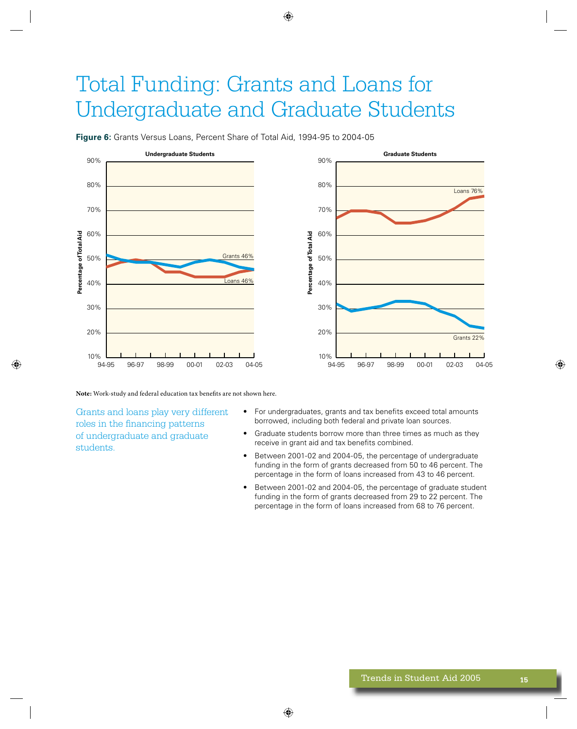# Total Funding: Grants and Loans for Undergraduate and Graduate Students

**Figure 6:** Grants Versus Loans, Percent Share of Total Aid, 1994-95 to 2004-05

**Note:** Work-study and federal education tax benefits are not shown here.

Grants and loans play very different roles in the financing patterns of undergraduate and graduate students.

- For undergraduates, grants and tax benefits exceed total amounts borrowed, including both federal and private loan sources.
- Graduate students borrow more than three times as much as they receive in grant aid and tax benefits combined.
- Between 2001-02 and 2004-05, the percentage of undergraduate funding in the form of grants decreased from 50 to 46 percent. The percentage in the form of loans increased from 43 to 46 percent.
- Between 2001-02 and 2004-05, the percentage of graduate student funding in the form of grants decreased from 29 to 22 percent. The percentage in the form of loans increased from 68 to 76 percent.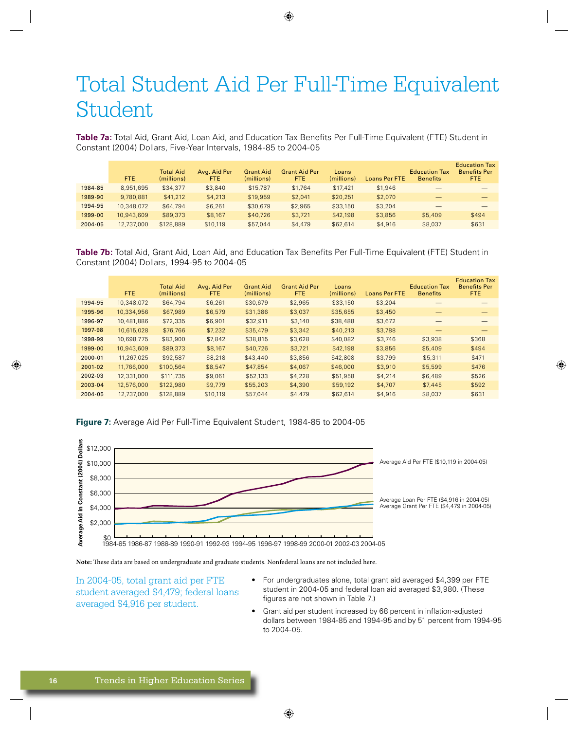# Total Student Aid Per Full-Time Equivalent Student

**Table 7a:** Total Aid, Grant Aid, Loan Aid, and Education Tax Benefits Per Full-Time Equivalent (FTE) Student in Constant (2004) Dollars, Five-Year Intervals, 1984-85 to 2004-05

| | FTE | Total Aid (millions) | Avg. Aid Per FTE | Grant Aid (millions) | Grant Aid Per FTE | Loans (millions) | Loans Per FTE | Education Tax Benefits | Education Tax Benefits Per FTE |
|---|---|---|---|---|---|---|---|---|---|
| 1984-85 | 8,951,695 | $34,377 | $3,840 | $15,787 | $1,764 | $17,421 | $1,946 | — | — |
| 1989-90 | 9,780,881 | $41,212 | $4,213 | $19,959 | $2,041 | $20,251 | $2,070 | — | — |
| 1994-95 | 10,348,072 | $64,794 | $6,261 | $30,679 | $2,965 | $33,150 | $3,204 | — | — |
| 1999-00 | 10,943,609 | $89,373 | $8,167 | $40,726 | $3,721 | $42,198 | $3,856 | $5,409 | $494 |
| 2004-05 | 12,737,000 | $128,889 | $10,119 | $57,044 | $4,479 | $62,614 | $4,916 | $8,037 | $631 |

**Table 7b:** Total Aid, Grant Aid, Loan Aid, and Education Tax Benefits Per Full-Time Equivalent (FTE) Student in Constant (2004) Dollars, 1994-95 to 2004-05

| | FTE | Total Aid (millions) | Avg. Aid Per FTE | Grant Aid (millions) | Grant Aid Per FTE | Loans (millions) | Loans Per FTE | Education Tax Benefits | Education Tax Benefits Per FTE |
|---|---|---|---|---|---|---|---|---|---|
| 1994-95 | 10,348,072 | $64,794 | $6,261 | $30,679 | $2,965 | $33,150 | $3,204 | — | — |
| 1995-96 | 10,334,956 | $67,989 | $6,579 | $31,386 | $3,037 | $35,655 | $3,450 | — | — |
| 1996-97 | 10,481,886 | $72,335 | $6,901 | $32,911 | $3,140 | $38,488 | $3,672 | — | — |
| 1997-98 | 10,615,028 | $76,766 | $7,232 | $35,479 | $3,342 | $40,213 | $3,788 | — | — |
| 1998-99 | 10,698,775 | $83,900 | $7,842 | $38,815 | $3,628 | $40,082 | $3,746 | $3,938 | $368 |
| 1999-00 | 10,943,609 | $89,373 | $8,167 | $40,726 | $3,721 | $42,198 | $3,856 | $5,409 | $494 |
| 2000-01 | 11,267,025 | $92,587 | $8,218 | $43,440 | $3,856 | $42,808 | $3,799 | $5,311 | $471 |
| 2001-02 | 11,766,000 | $100,564 | $8,547 | $47,854 | $4,067 | $46,000 | $3,910 | $5,599 | $476 |
| 2002-03 | 12,331,000 | $111,735 | $9,061 | $52,133 | $4,228 | $51,958 | $4,214 | $6,489 | $526 |
| 2003-04 | 12,576,000 | $122,980 | $9,779 | $55,203 | $4,390 | $59,192 | $4,707 | $7,445 | $592 |
| 2004-05 | 12,737,000 | $128,889 | $10,119 | $57,044 | $4,479 | $62,614 | $4,916 | $8,037 | $631 |

**Figure 7:** Average Aid Per Full-Time Equivalent Student, 1984-85 to 2004-05

Average Aid Per FTE ($10,119 in 2004-05)

Average Loan Per FTE ($4,916 in 2004-05)

Average Grant Per FTE ($4,479 in 2004-05)

**Note:** These data are based on undergraduate and graduate students. Nonfederal loans are not included here.

In 2004-05, total grant aid per FTE student averaged $4,479; federal loans averaged $4,916 per student.

- For undergraduates alone, total grant aid averaged $4,399 per FTE student in 2004-05 and federal loan aid averaged $3,980. (These figures are not shown in Table 7.)
- Grant aid per student increased by 68 percent in inflation-adjusted dollars between 1984-85 and 1994-95 and by 51 percent from 1994-95 to 2004-05.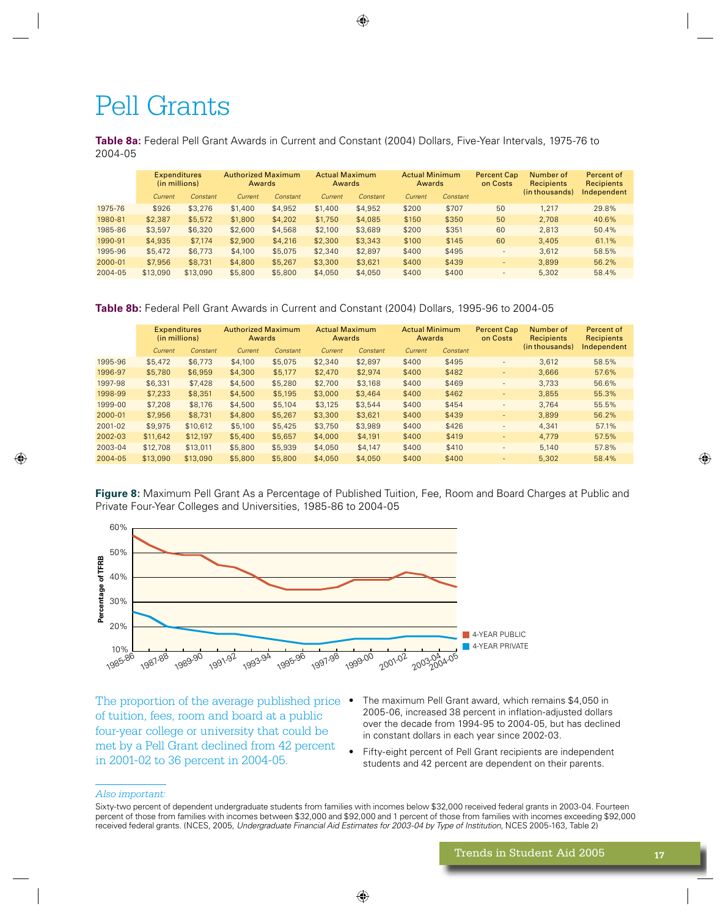# Pell Grants

**Table 8a:** Federal Pell Grant Awards in Current and Constant (2004) Dollars, Five-Year Intervals, 1975-76 to 2004-05

| | Expenditures (in millions) | | Authorized Maximum Awards | | Actual Maximum Awards | | Actual Minimum Awards | | Percent Cap on Costs | Number of Recipients (in thousands) | Percent of Recipients Independent |
|---|---|---|---|---|---|---|---|---|---|---|---|
| | *Current* | *Constant* | *Current* | *Constant* | *Current* | *Constant* | *Current* | *Constant* | | | |
| 1975-76 | $926 | $3,276 | $1,400 | $4,952 | $1,400 | $4,952 | $200 | $707 | 50 | 1,217 | 29.8% |
| 1980-81 | $2,387 | $5,572 | $1,800 | $4,202 | $1,750 | $4,085 | $150 | $350 | 50 | 2,708 | 40.6% |
| 1985-86 | $3,597 | $6,320 | $2,600 | $4,568 | $2,100 | $3,689 | $200 | $351 | 60 | 2,813 | 50.4% |
| 1990-91 | $4,935 | $7,174 | $2,900 | $4,216 | $2,300 | $3,343 | $100 | $145 | 60 | 3,405 | 61.1% |
| 1995-96 | $5,472 | $6,773 | $4,100 | $5,075 | $2,340 | $2,897 | $400 | $495 | - | 3,612 | 58.5% |
| 2000-01 | $7,956 | $8,731 | $4,800 | $5,267 | $3,300 | $3,621 | $400 | $439 | - | 3,899 | 56.2% |
| 2004-05 | $13,090 | $13,090 | $5,800 | $5,800 | $4,050 | $4,050 | $400 | $400 | - | 5,302 | 58.4% |

**Table 8b:** Federal Pell Grant Awards in Current and Constant (2004) Dollars, 1995-96 to 2004-05

| | Expenditures (in millions) | | Authorized Maximum Awards | | Actual Maximum Awards | | Actual Minimum Awards | | Percent Cap on Costs | Number of Recipients (in thousands) | Percent of Recipients Independent |
|---|---|---|---|---|---|---|---|---|---|---|---|
| | *Current* | *Constant* | *Current* | *Constant* | *Current* | *Constant* | *Current* | *Constant* | | | |
| 1995-96 | $5,472 | $6,773 | $4,100 | $5,075 | $2,340 | $2,897 | $400 | $495 | - | 3,612 | 58.5% |
| 1996-97 | $5,780 | $6,959 | $4,300 | $5,177 | $2,470 | $2,974 | $400 | $482 | - | 3,666 | 57.6% |
| 1997-98 | $6,331 | $7,428 | $4,500 | $5,280 | $2,700 | $3,168 | $400 | $469 | - | 3,733 | 56.6% |
| 1998-99 | $7,233 | $8,351 | $4,500 | $5,195 | $3,000 | $3,464 | $400 | $462 | - | 3,855 | 55.3% |
| 1999-00 | $7,208 | $8,176 | $4,500 | $5,104 | $3,125 | $3,544 | $400 | $454 | - | 3,764 | 55.5% |
| 2000-01 | $7,956 | $8,731 | $4,800 | $5,267 | $3,300 | $3,621 | $400 | $439 | - | 3,899 | 56.2% |
| 2001-02 | $9,975 | $10,612 | $5,100 | $5,425 | $3,750 | $3,989 | $400 | $426 | - | 4,341 | 57.1% |
| 2002-03 | $11,642 | $12,197 | $5,400 | $5,657 | $4,000 | $4,191 | $400 | $419 | - | 4,779 | 57.5% |
| 2003-04 | $12,708 | $13,011 | $5,800 | $5,939 | $4,050 | $4,147 | $400 | $410 | - | 5,140 | 57.8% |
| 2004-05 | $13,090 | $13,090 | $5,800 | $5,800 | $4,050 | $4,050 | $400 | $400 | - | 5,302 | 58.4% |

**Figure 8:** Maximum Pell Grant As a Percentage of Published Tuition, Fee, Room and Board Charges at Public and Private Four-Year Colleges and Universities, 1985-86 to 2004-05

The proportion of the average published price of tuition, fees, room and board at a public four-year college or university that could be met by a Pell Grant declined from 42 percent in 2001-02 to 36 percent in 2004-05.

- The maximum Pell Grant award, which remains $4,050 in 2005-06, increased 38 percent in inflation-adjusted dollars over the decade from 1994-95 to 2004-05, but has declined in constant dollars in each year since 2002-03.
- Fifty-eight percent of Pell Grant recipients are independent students and 42 percent are dependent on their parents.

*Also important:*

Sixty-two percent of dependent undergraduate students from families with incomes below $32,000 received federal grants in 2003-04. Fourteen percent of those from families with incomes between $32,000 and $92,000 and 1 percent of those from families with incomes exceeding $92,000 received federal grants. (NCES, 2005, *Undergraduate Financial Aid Estimates for 2003-04 by Type of Institution*, NCES 2005-163, Table 2)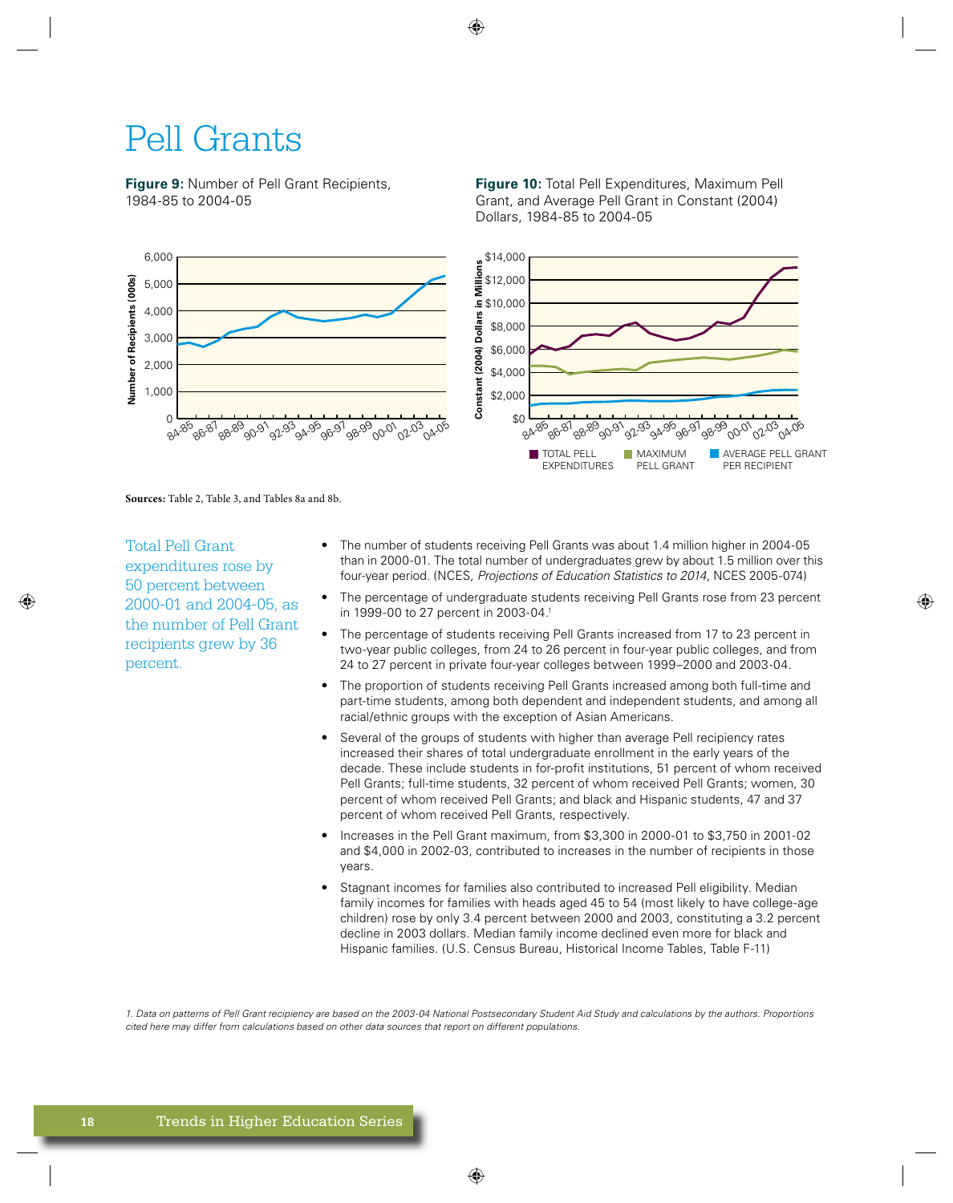# Pell Grants

**Figure 9:** Number of Pell Grant Recipients, 1984-85 to 2004-05

**Figure 10:** Total Pell Expenditures, Maximum Pell Grant, and Average Pell Grant in Constant (2004) Dollars, 1984-85 to 2004-05

**Sources:** Table 2, Table 3, and Tables 8a and 8b.

Total Pell Grant expenditures rose by 50 percent between 2000-01 and 2004-05, as the number of Pell Grant recipients grew by 36 percent.

- The number of students receiving Pell Grants was about 1.4 million higher in 2004-05 than in 2000-01. The total number of undergraduates grew by about 1.5 million over this four-year period. (NCES, *Projections of Education Statistics to 2014*, NCES 2005-074)
- The percentage of undergraduate students receiving Pell Grants rose from 23 percent in 1999-00 to 27 percent in 2003-04.[1]
- The percentage of students receiving Pell Grants increased from 17 to 23 percent in two-year public colleges, from 24 to 26 percent in four-year public colleges, and from 24 to 27 percent in private four-year colleges between 1999–2000 and 2003-04.
- The proportion of students receiving Pell Grants increased among both full-time and part-time students, among both dependent and independent students, and among all racial/ethnic groups with the exception of Asian Americans.
- Several of the groups of students with higher than average Pell recipiency rates increased their shares of total undergraduate enrollment in the early years of the decade. These include students in for-profit institutions, 51 percent of whom received Pell Grants; full-time students, 32 percent of whom received Pell Grants; women, 30 percent of whom received Pell Grants; and black and Hispanic students, 47 and 37 percent of whom received Pell Grants, respectively.
- Increases in the Pell Grant maximum, from $3,300 in 2000-01 to $3,750 in 2001-02 and $4,000 in 2002-03, contributed to increases in the number of recipients in those years.
- Stagnant incomes for families also contributed to increased Pell eligibility. Median family incomes for families with heads aged 45 to 54 (most likely to have college-age children) rose by only 3.4 percent between 2000 and 2003, constituting a 3.2 percent decline in 2003 dollars. Median family income declined even more for black and Hispanic families. (U.S. Census Bureau, Historical Income Tables, Table F-11)

*1. Data on patterns of Pell Grant recipiency are based on the 2003-04 National Postsecondary Student Aid Study and calculations by the authors. Proportions cited here may differ from calculations based on other data sources that report on different populations.*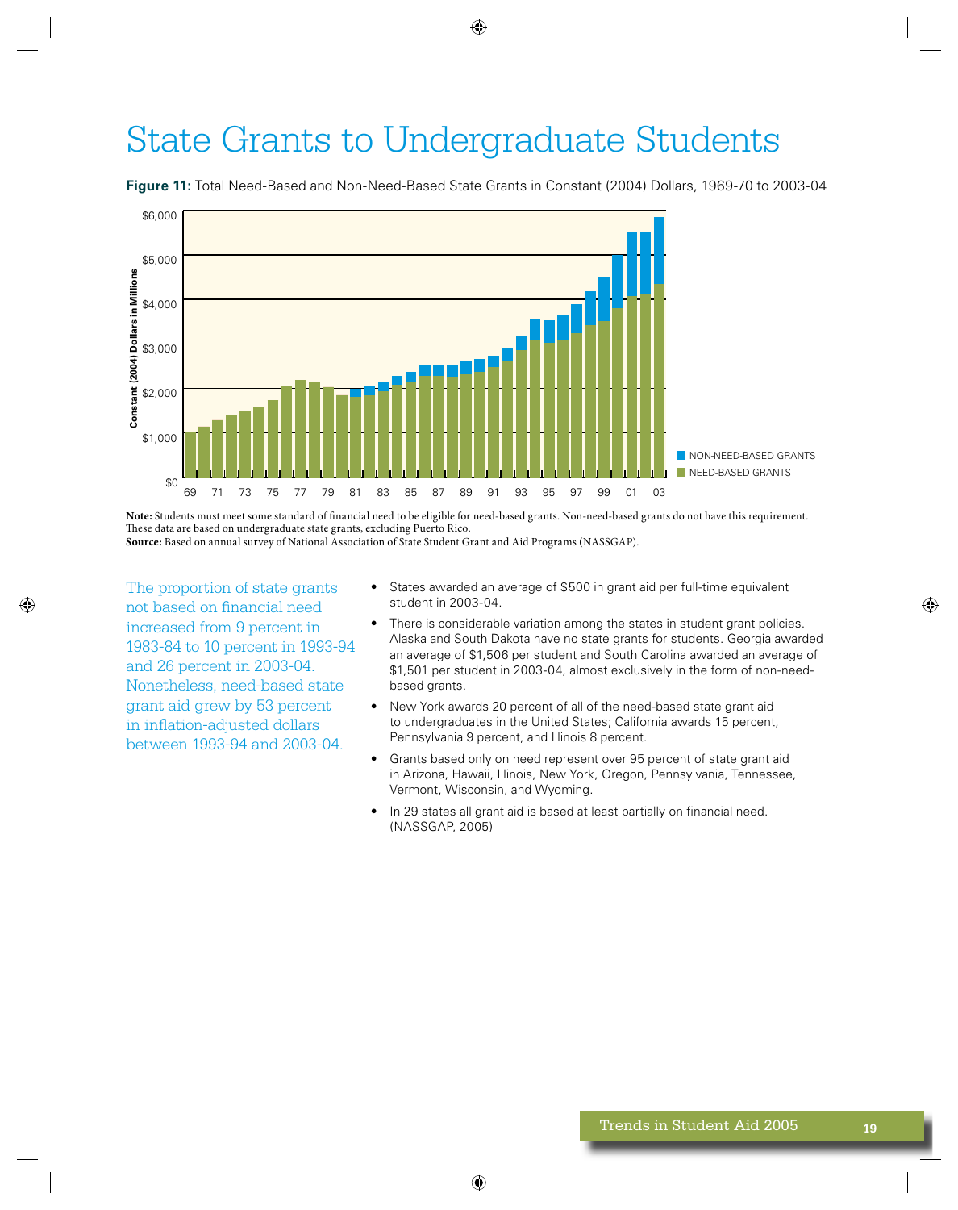# State Grants to Undergraduate Students

**Figure 11:** Total Need-Based and Non-Need-Based State Grants in Constant (2004) Dollars, 1969-70 to 2003-04

**Note:** Students must meet some standard of financial need to be eligible for need-based grants. Non-need-based grants do not have this requirement. These data are based on undergraduate state grants, excluding Puerto Rico.
**Source:** Based on annual survey of National Association of State Student Grant and Aid Programs (NASSGAP).

The proportion of state grants not based on financial need increased from 9 percent in 1983-84 to 10 percent in 1993-94 and 26 percent in 2003-04. Nonetheless, need-based state grant aid grew by 53 percent in inflation-adjusted dollars between 1993-94 and 2003-04.

- States awarded an average of $500 in grant aid per full-time equivalent student in 2003-04.
- There is considerable variation among the states in student grant policies. Alaska and South Dakota have no state grants for students. Georgia awarded an average of $1,506 per student and South Carolina awarded an average of $1,501 per student in 2003-04, almost exclusively in the form of non-need-based grants.
- New York awards 20 percent of all of the need-based state grant aid to undergraduates in the United States; California awards 15 percent, Pennsylvania 9 percent, and Illinois 8 percent.
- Grants based only on need represent over 95 percent of state grant aid in Arizona, Hawaii, Illinois, New York, Oregon, Pennsylvania, Tennessee, Vermont, Wisconsin, and Wyoming.
- In 29 states all grant aid is based at least partially on financial need. (NASSGAP, 2005)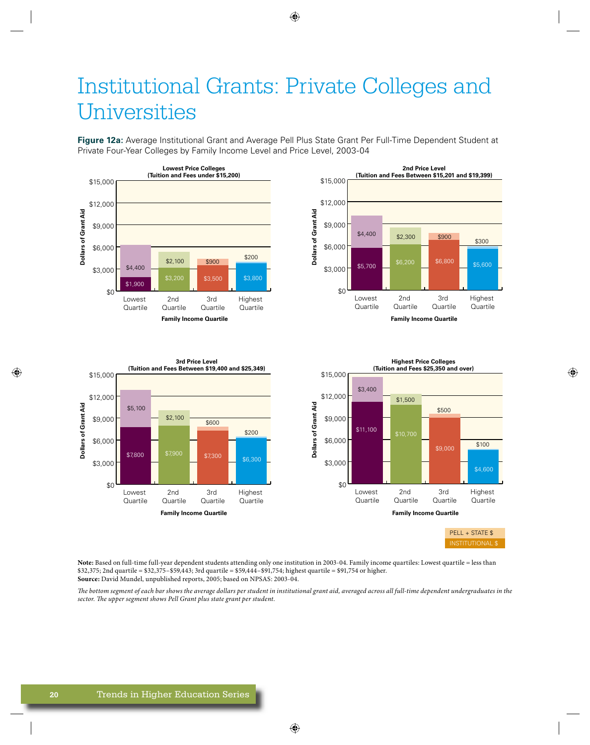# Institutional Grants: Private Colleges and Universities

**Figure 12a:** Average Institutional Grant and Average Pell Plus State Grant Per Full-Time Dependent Student at Private Four-Year Colleges by Family Income Level and Price Level, 2003-04

**Lowest Price Colleges (Tuition and Fees under $15,200)**

| Family Income Quartile | Institutional $ | Pell + State $ |
|---|---|---|
| Lowest Quartile | $1,900 | $4,400 |
| 2nd Quartile | $3,200 | $2,100 |
| 3rd Quartile | $3,500 | $900 |
| Highest Quartile | $3,800 | $200 |

**2nd Price Level (Tuition and Fees Between $15,201 and $19,399)**

| Family Income Quartile | Institutional $ | Pell + State $ |
|---|---|---|
| Lowest Quartile | $5,700 | $4,400 |
| 2nd Quartile | $6,200 | $2,300 |
| 3rd Quartile | $6,800 | $900 |
| Highest Quartile | $5,600 | $300 |

**3rd Price Level (Tuition and Fees Between $19,400 and $25,349)**

| Family Income Quartile | Institutional $ | Pell + State $ |
|---|---|---|
| Lowest Quartile | $7,800 | $5,100 |
| 2nd Quartile | $7,900 | $2,100 |
| 3rd Quartile | $7,300 | $600 |
| Highest Quartile | $6,300 | $200 |

**Highest Price Colleges (Tuition and Fees $25,350 and over)**

| Family Income Quartile | Institutional $ | Pell + State $ |
|---|---|---|
| Lowest Quartile | $11,100 | $3,400 |
| 2nd Quartile | $10,700 | $1,500 |
| 3rd Quartile | $9,000 | $500 |
| Highest Quartile | $4,600 | $100 |

**Note:** Based on full-time full-year dependent students attending only one institution in 2003-04. Family income quartiles: Lowest quartile = less than $32,375; 2nd quartile = $32,375–$59,443; 3rd quartile = $59,444–$91,754; highest quartile = $91,754 or higher.
**Source:** David Mundel, unpublished reports, 2005; based on NPSAS: 2003-04.

*The bottom segment of each bar shows the average dollars per student in institutional grant aid, averaged across all full-time dependent undergraduates in the sector. The upper segment shows Pell Grant plus state grant per student.*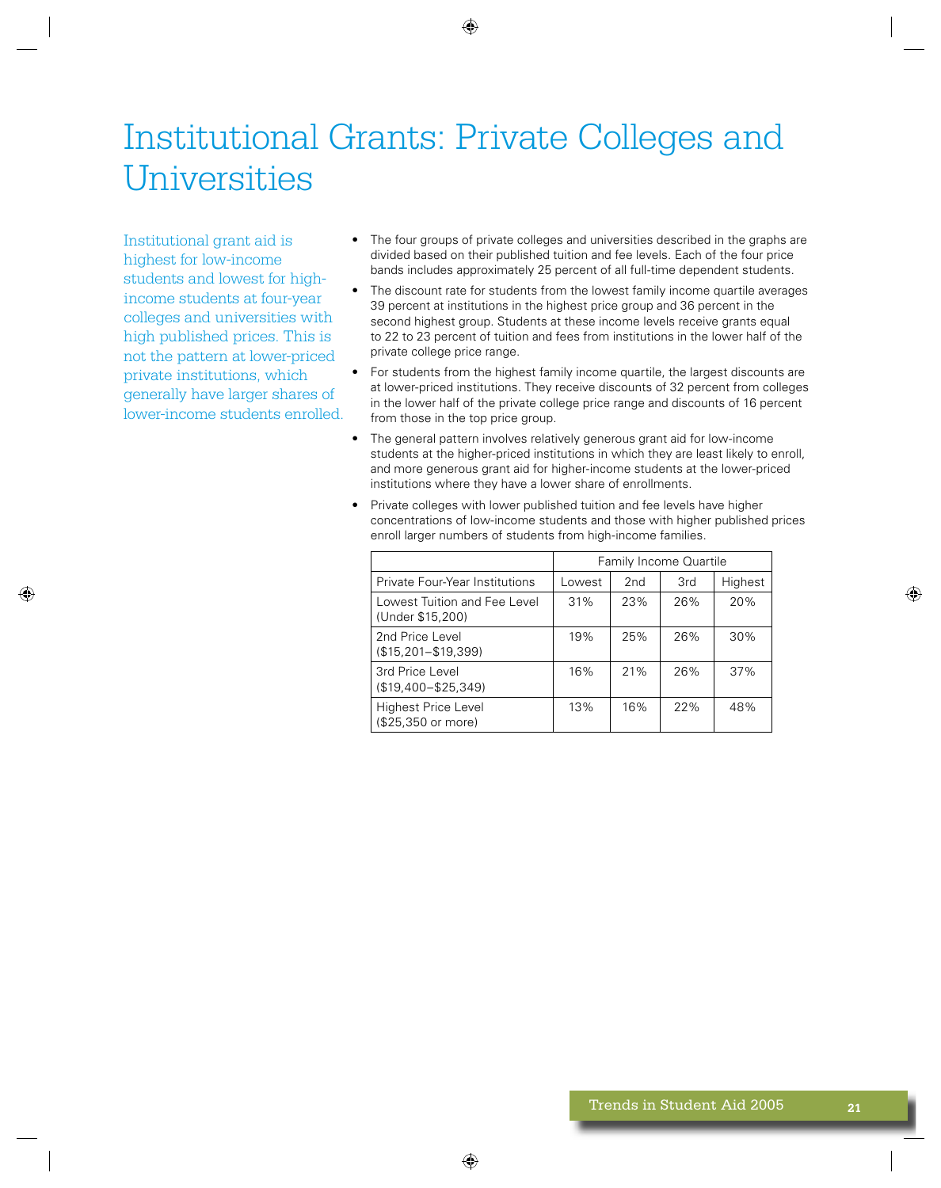# Institutional Grants: Private Colleges and Universities

Institutional grant aid is highest for low-income students and lowest for high-income students at four-year colleges and universities with high published prices. This is not the pattern at lower-priced private institutions, which generally have larger shares of lower-income students enrolled.

- The four groups of private colleges and universities described in the graphs are divided based on their published tuition and fee levels. Each of the four price bands includes approximately 25 percent of all full-time dependent students.
- The discount rate for students from the lowest family income quartile averages 39 percent at institutions in the highest price group and 36 percent in the second highest group. Students at these income levels receive grants equal to 22 to 23 percent of tuition and fees from institutions in the lower half of the private college price range.
- For students from the highest family income quartile, the largest discounts are at lower-priced institutions. They receive discounts of 32 percent from colleges in the lower half of the private college price range and discounts of 16 percent from those in the top price group.
- The general pattern involves relatively generous grant aid for low-income students at the higher-priced institutions in which they are least likely to enroll, and more generous grant aid for higher-income students at the lower-priced institutions where they have a lower share of enrollments.
- Private colleges with lower published tuition and fee levels have higher concentrations of low-income students and those with higher published prices enroll larger numbers of students from high-income families.

| | Family Income Quartile | | | |
|---|---|---|---|---|
| Private Four-Year Institutions | Lowest | 2nd | 3rd | Highest |
| Lowest Tuition and Fee Level (Under $15,200) | 31% | 23% | 26% | 20% |
| 2nd Price Level ($15,201–$19,399) | 19% | 25% | 26% | 30% |
| 3rd Price Level ($19,400–$25,349) | 16% | 21% | 26% | 37% |
| Highest Price Level ($25,350 or more) | 13% | 16% | 22% | 48% |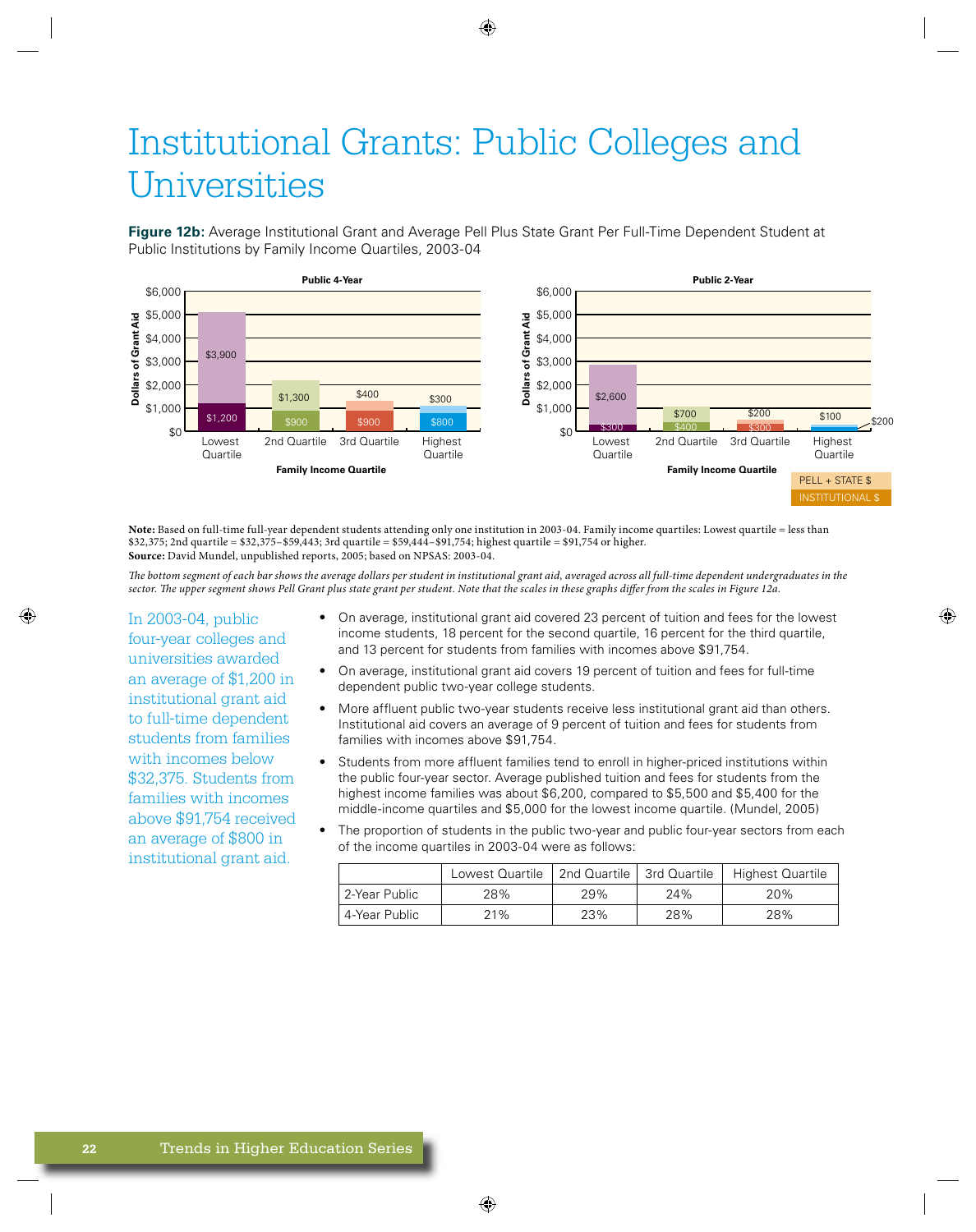# Institutional Grants: Public Colleges and Universities

**Figure 12b:** Average Institutional Grant and Average Pell Plus State Grant Per Full-Time Dependent Student at Public Institutions by Family Income Quartiles, 2003-04

**Public 4-Year**

| Family Income Quartile | Pell + State $ | Institutional $ |
|---|---|---|
| Lowest Quartile | $3,900 | $1,200 |
| 2nd Quartile | $1,300 | $900 |
| 3rd Quartile | $400 | $900 |
| Highest Quartile | $300 | $800 |

**Public 2-Year**

| Family Income Quartile | Pell + State $ | Institutional $ |
|---|---|---|
| Lowest Quartile | $2,600 | $300 |
| 2nd Quartile | $700 | $400 |
| 3rd Quartile | $200 | $300 |
| Highest Quartile | $100 | $200 |

**Note:** Based on full-time full-year dependent students attending only one institution in 2003-04. Family income quartiles: Lowest quartile = less than $32,375; 2nd quartile = $32,375–$59,443; 3rd quartile = $59,444–$91,754; highest quartile = $91,754 or higher.
**Source:** David Mundel, unpublished reports, 2005; based on NPSAS: 2003-04.

*The bottom segment of each bar shows the average dollars per student in institutional grant aid, averaged across all full-time dependent undergraduates in the sector. The upper segment shows Pell Grant plus state grant per student. Note that the scales in these graphs differ from the scales in Figure 12a.*

In 2003-04, public four-year colleges and universities awarded an average of $1,200 in institutional grant aid to full-time dependent students from families with incomes below $32,375. Students from families with incomes above $91,754 received an average of $800 in institutional grant aid.

- On average, institutional grant aid covered 23 percent of tuition and fees for the lowest income students, 18 percent for the second quartile, 16 percent for the third quartile, and 13 percent for students from families with incomes above $91,754.
- On average, institutional grant aid covers 19 percent of tuition and fees for full-time dependent public two-year college students.
- More affluent public two-year students receive less institutional grant aid than others. Institutional aid covers an average of 9 percent of tuition and fees for students from families with incomes above $91,754.
- Students from more affluent families tend to enroll in higher-priced institutions within the public four-year sector. Average published tuition and fees for students from the highest income families was about $6,200, compared to $5,500 and $5,400 for the middle-income quartiles and $5,000 for the lowest income quartile. (Mundel, 2005)
- The proportion of students in the public two-year and public four-year sectors from each of the income quartiles in 2003-04 were as follows:

| | Lowest Quartile | 2nd Quartile | 3rd Quartile | Highest Quartile |
|---|---|---|---|---|
| 2-Year Public | 28% | 29% | 24% | 20% |
| 4-Year Public | 21% | 23% | 28% | 28% |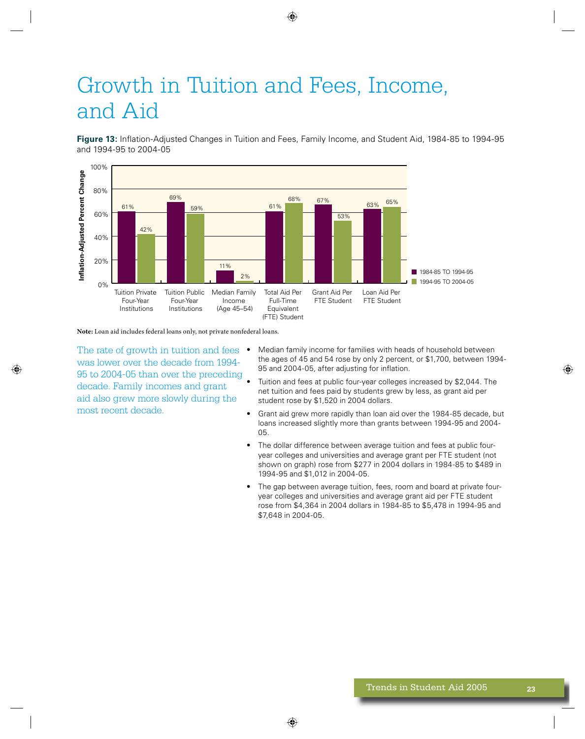# Growth in Tuition and Fees, Income, and Aid

**Figure 13:** Inflation-Adjusted Changes in Tuition and Fees, Family Income, and Student Aid, 1984-85 to 1994-95 and 1994-95 to 2004-05

| Inflation-Adjusted Percent Change | 1984-85 TO 1994-95 | 1994-95 TO 2004-05 |
|---|---|---|
| Tuition Private Four-Year Institutions | 61% | 42% |
| Tuition Public Four-Year Institutions | 69% | 59% |
| Median Family Income (Age 45–54) | 11% | 2% |
| Total Aid Per Full-Time Equivalent (FTE) Student | 61% | 68% |
| Grant Aid Per FTE Student | 67% | 53% |
| Loan Aid Per FTE Student | 63% | 65% |

**Note:** Loan aid includes federal loans only, not private nonfederal loans.

The rate of growth in tuition and fees was lower over the decade from 1994-95 to 2004-05 than over the preceding decade. Family incomes and grant aid also grew more slowly during the most recent decade.

- Median family income for families with heads of household between the ages of 45 and 54 rose by only 2 percent, or $1,700, between 1994-95 and 2004-05, after adjusting for inflation.
- Tuition and fees at public four-year colleges increased by $2,044. The net tuition and fees paid by students grew by less, as grant aid per student rose by $1,520 in 2004 dollars.
- Grant aid grew more rapidly than loan aid over the 1984-85 decade, but loans increased slightly more than grants between 1994-95 and 2004-05.
- The dollar difference between average tuition and fees at public four-year colleges and universities and average grant per FTE student (not shown on graph) rose from $277 in 2004 dollars in 1984-85 to $489 in 1994-95 and $1,012 in 2004-05.
- The gap between average tuition, fees, room and board at private four-year colleges and universities and average grant aid per FTE student rose from $4,364 in 2004 dollars in 1984-85 to $5,478 in 1994-95 and $7,648 in 2004-05.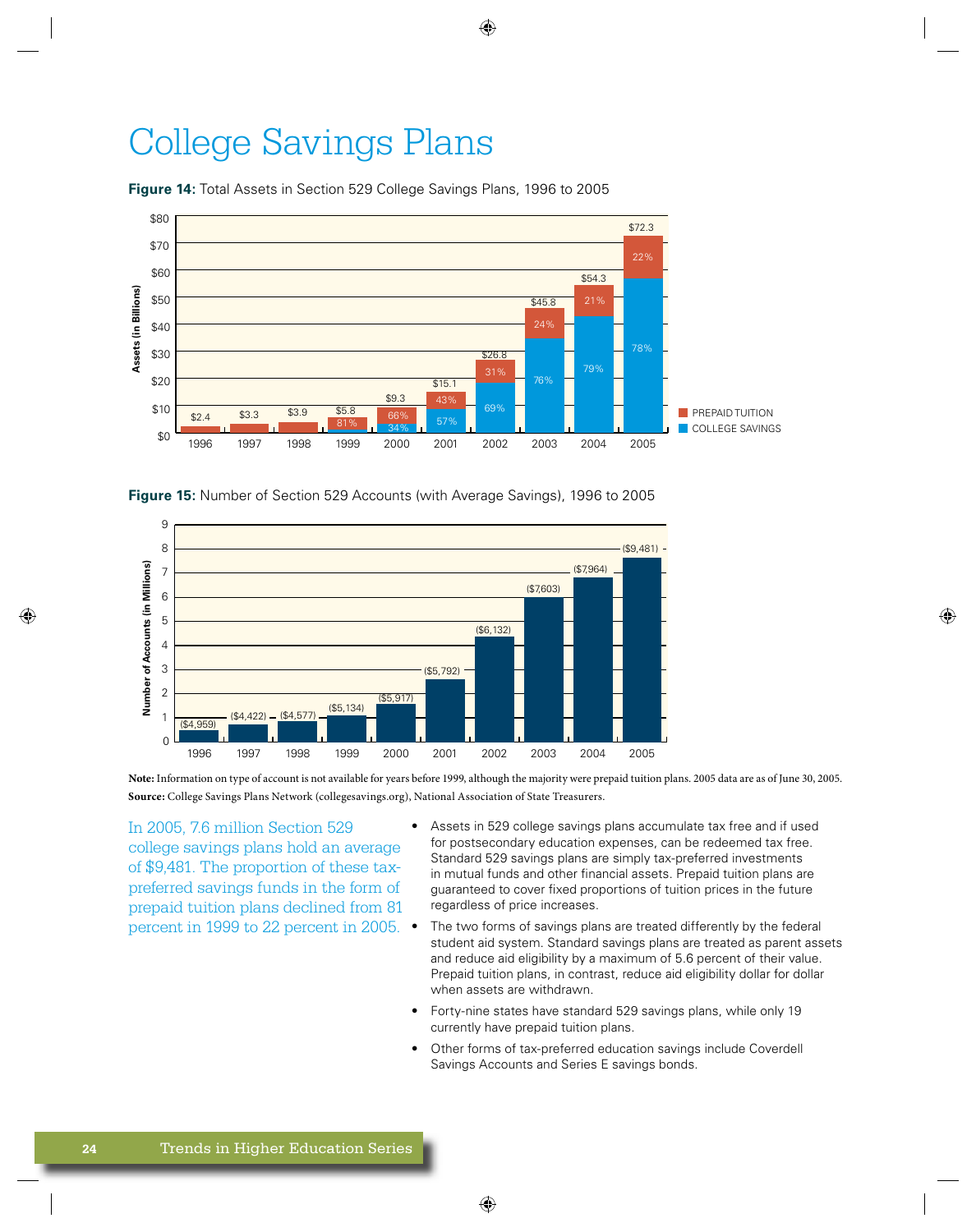# College Savings Plans

**Figure 14:** Total Assets in Section 529 College Savings Plans, 1996 to 2005

| Year | Total Assets (in Billions) | Prepaid Tuition | College Savings |
|---|---|---|---|
| 1996 | $2.4 | | |
| 1997 | $3.3 | | |
| 1998 | $3.9 | | |
| 1999 | $5.8 | 81% | |
| 2000 | $9.3 | 66% | 34% |
| 2001 | $15.1 | 43% | 57% |
| 2002 | $26.8 | 31% | 69% |
| 2003 | $45.8 | 24% | 76% |
| 2004 | $54.3 | 21% | 79% |
| 2005 | $72.3 | 22% | 78% |

**Figure 15:** Number of Section 529 Accounts (with Average Savings), 1996 to 2005

| Year | Average Savings |
|---|---|
| 1996 | ($4,959) |
| 1997 | ($4,422) |
| 1998 | ($4,577) |
| 1999 | ($5,134) |
| 2000 | ($5,917) |
| 2001 | ($5,792) |
| 2002 | ($6,132) |
| 2003 | ($7,603) |
| 2004 | ($7,964) |
| 2005 | ($9,481) |

**Note:** Information on type of account is not available for years before 1999, although the majority were prepaid tuition plans. 2005 data are as of June 30, 2005.
**Source:** College Savings Plans Network (collegesavings.org), National Association of State Treasurers.

In 2005, 7.6 million Section 529 college savings plans hold an average of $9,481. The proportion of these tax-preferred savings funds in the form of prepaid tuition plans declined from 81 percent in 1999 to 22 percent in 2005.

- Assets in 529 college savings plans accumulate tax free and if used for postsecondary education expenses, can be redeemed tax free. Standard 529 savings plans are simply tax-preferred investments in mutual funds and other financial assets. Prepaid tuition plans are guaranteed to cover fixed proportions of tuition prices in the future regardless of price increases.
- The two forms of savings plans are treated differently by the federal student aid system. Standard savings plans are treated as parent assets and reduce aid eligibility by a maximum of 5.6 percent of their value. Prepaid tuition plans, in contrast, reduce aid eligibility dollar for dollar when assets are withdrawn.
- Forty-nine states have standard 529 savings plans, while only 19 currently have prepaid tuition plans.
- Other forms of tax-preferred education savings include Coverdell Savings Accounts and Series E savings bonds.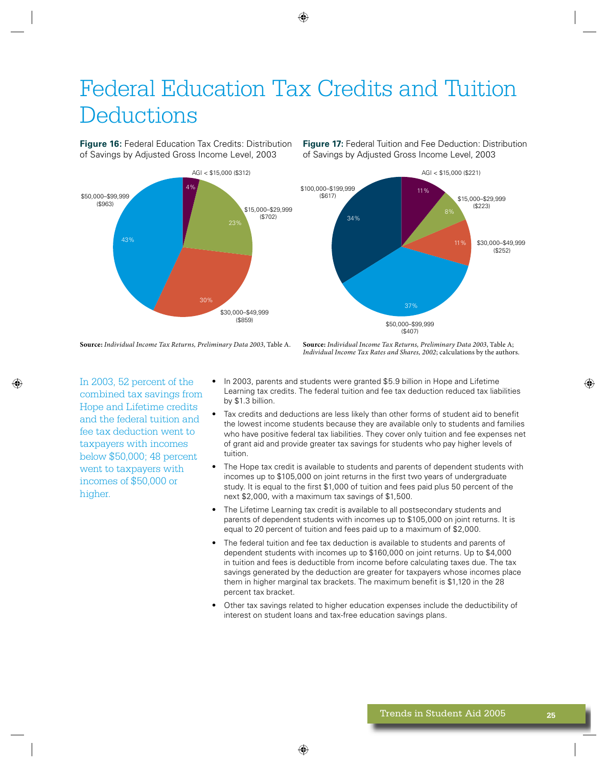# Federal Education Tax Credits and Tuition Deductions

**Figure 16:** Federal Education Tax Credits: Distribution of Savings by Adjusted Gross Income Level, 2003

| AGI Level | Share | Average Savings |
|---|---|---|
| AGI < $15,000 | 4% | ($312) |
| $15,000–$29,999 | 23% | ($702) |
| $30,000–$49,999 | 30% | ($859) |
| $50,000–$99,999 | 43% | ($963) |

**Source:** *Individual Income Tax Returns, Preliminary Data 2003*, Table A.

**Figure 17:** Federal Tuition and Fee Deduction: Distribution of Savings by Adjusted Gross Income Level, 2003

| AGI Level | Share | Average Savings |
|---|---|---|
| AGI < $15,000 | 11% | ($221) |
| $15,000–$29,999 | 8% | ($223) |
| $30,000–$49,999 | 11% | ($252) |
| $50,000–$99,999 | 37% | ($407) |
| $100,000–$199,999 | 34% | ($617) |

**Source:** *Individual Income Tax Returns, Preliminary Data 2003*, Table A; *Individual Income Tax Rates and Shares, 2002*; calculations by the authors.

In 2003, 52 percent of the combined tax savings from Hope and Lifetime credits and the federal tuition and fee tax deduction went to taxpayers with incomes below $50,000; 48 percent went to taxpayers with incomes of $50,000 or higher.

- In 2003, parents and students were granted $5.9 billion in Hope and Lifetime Learning tax credits. The federal tuition and fee tax deduction reduced tax liabilities by $1.3 billion.
- Tax credits and deductions are less likely than other forms of student aid to benefit the lowest income students because they are available only to students and families who have positive federal tax liabilities. They cover only tuition and fee expenses net of grant aid and provide greater tax savings for students who pay higher levels of tuition.
- The Hope tax credit is available to students and parents of dependent students with incomes up to $105,000 on joint returns in the first two years of undergraduate study. It is equal to the first $1,000 of tuition and fees paid plus 50 percent of the next $2,000, with a maximum tax savings of $1,500.
- The Lifetime Learning tax credit is available to all postsecondary students and parents of dependent students with incomes up to $105,000 on joint returns. It is equal to 20 percent of tuition and fees paid up to a maximum of $2,000.
- The federal tuition and fee tax deduction is available to students and parents of dependent students with incomes up to $160,000 on joint returns. Up to $4,000 in tuition and fees is deductible from income before calculating taxes due. The tax savings generated by the deduction are greater for taxpayers whose incomes place them in higher marginal tax brackets. The maximum benefit is $1,120 in the 28 percent tax bracket.
- Other tax savings related to higher education expenses include the deductibility of interest on student loans and tax-free education savings plans.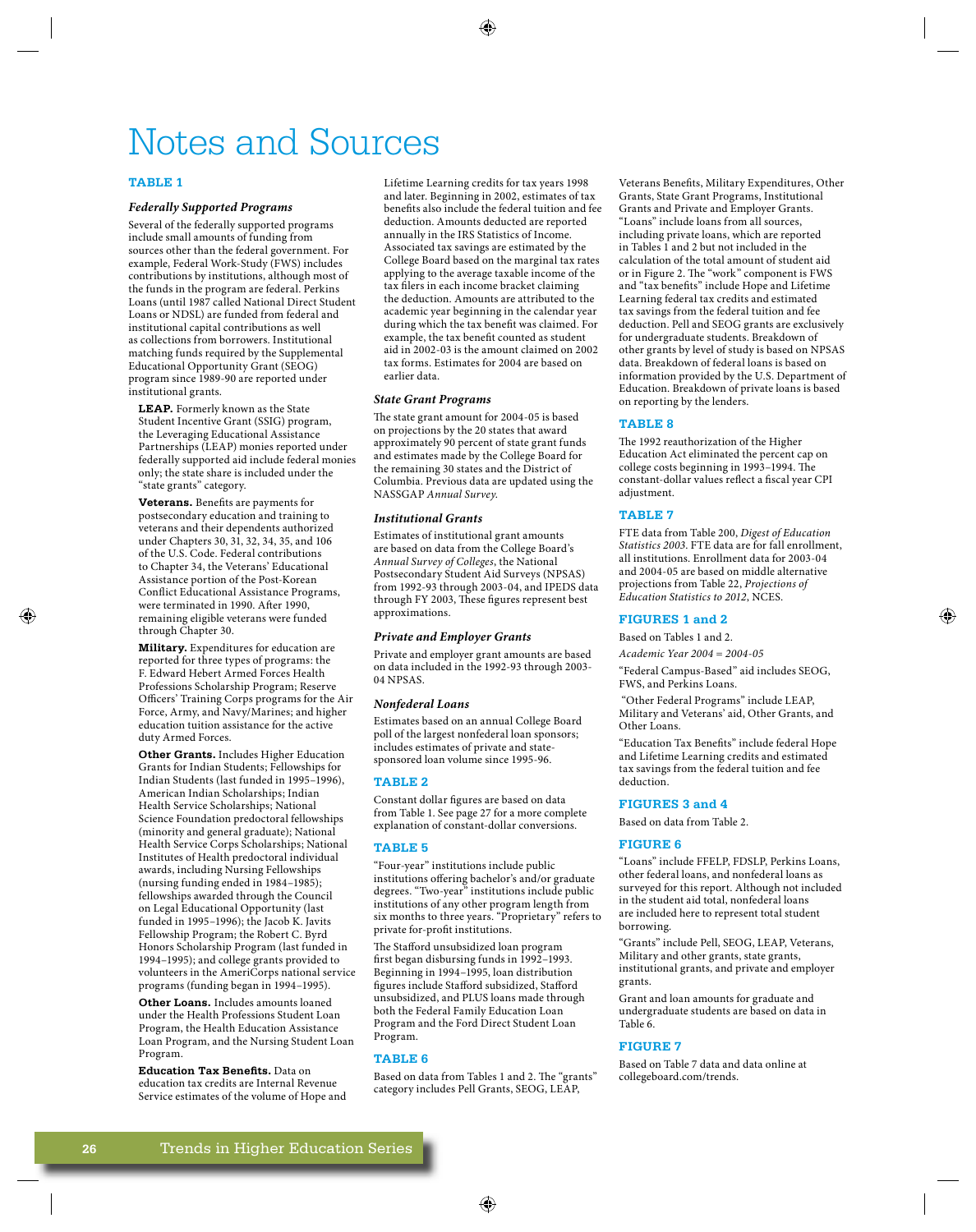# Notes and Sources

## TABLE 1

### *Federally Supported Programs*

Several of the federally supported programs include small amounts of funding from sources other than the federal government. For example, Federal Work-Study (FWS) includes contributions by institutions, although most of the funds in the program are federal. Perkins Loans (until 1987 called National Direct Student Loans or NDSL) are funded from federal and institutional capital contributions as well as collections from borrowers. Institutional matching funds required by the Supplemental Educational Opportunity Grant (SEOG) program since 1989-90 are reported under institutional grants.

**LEAP.** Formerly known as the State Student Incentive Grant (SSIG) program, the Leveraging Educational Assistance Partnerships (LEAP) monies reported under federally supported aid include federal monies only; the state share is included under the "state grants" category.

**Veterans.** Benefits are payments for postsecondary education and training to veterans and their dependents authorized under Chapters 30, 31, 32, 34, 35, and 106 of the U.S. Code. Federal contributions to Chapter 34, the Veterans' Educational Assistance portion of the Post-Korean Conflict Educational Assistance Programs, were terminated in 1990. After 1990, remaining eligible veterans were funded through Chapter 30.

**Military.** Expenditures for education are reported for three types of programs: the F. Edward Hebert Armed Forces Health Professions Scholarship Program; Reserve Officers' Training Corps programs for the Air Force, Army, and Navy/Marines; and higher education tuition assistance for the active duty Armed Forces.

**Other Grants.** Includes Higher Education Grants for Indian Students; Fellowships for Indian Students (last funded in 1995–1996), American Indian Scholarships; Indian Health Service Scholarships; National Science Foundation predoctoral fellowships (minority and general graduate); National Health Service Corps Scholarships; National Institutes of Health predoctoral individual awards, including Nursing Fellowships (nursing funding ended in 1984–1985); fellowships awarded through the Council on Legal Educational Opportunity (last funded in 1995–1996); the Jacob K. Javits Fellowship Program; the Robert C. Byrd Honors Scholarship Program (last funded in 1994–1995); and college grants provided to volunteers in the AmeriCorps national service programs (funding began in 1994–1995).

**Other Loans.** Includes amounts loaned under the Health Professions Student Loan Program, the Health Education Assistance Loan Program, and the Nursing Student Loan Program.

**Education Tax Benefits.** Data on education tax credits are Internal Revenue Service estimates of the volume of Hope and Lifetime Learning credits for tax years 1998 and later. Beginning in 2002, estimates of tax benefits also include the federal tuition and fee deduction. Amounts deducted are reported annually in the IRS Statistics of Income. Associated tax savings are estimated by the College Board based on the marginal tax rates applying to the average taxable income of the tax filers in each income bracket claiming the deduction. Amounts are attributed to the academic year beginning in the calendar year during which the tax benefit was claimed. For example, the tax benefit counted as student aid in 2002-03 is the amount claimed on 2002 tax forms. Estimates for 2004 are based on earlier data.

### *State Grant Programs*

The state grant amount for 2004-05 is based on projections by the 20 states that award approximately 90 percent of state grant funds and estimates made by the College Board for the remaining 30 states and the District of Columbia. Previous data are updated using the NASSGAP *Annual Survey*.

### *Institutional Grants*

Estimates of institutional grant amounts are based on data from the College Board's *Annual Survey of Colleges*, the National Postsecondary Student Aid Surveys (NPSAS) from 1992-93 through 2003-04, and IPEDS data through FY 2003, These figures represent best approximations.

### *Private and Employer Grants*

Private and employer grant amounts are based on data included in the 1992-93 through 2003-04 NPSAS.

### *Nonfederal Loans*

Estimates based on an annual College Board poll of the largest nonfederal loan sponsors; includes estimates of private and state-sponsored loan volume since 1995-96.

## TABLE 2

Constant dollar figures are based on data from Table 1. See page 27 for a more complete explanation of constant-dollar conversions.

## TABLE 5

"Four-year" institutions include public institutions offering bachelor's and/or graduate degrees. "Two-year" institutions include public institutions of any other program length from six months to three years. "Proprietary" refers to private for-profit institutions.

The Stafford unsubsidized loan program first began disbursing funds in 1992–1993. Beginning in 1994–1995, loan distribution figures include Stafford subsidized, Stafford unsubsidized, and PLUS loans made through both the Federal Family Education Loan Program and the Ford Direct Student Loan Program.

## TABLE 6

Based on data from Tables 1 and 2. The "grants" category includes Pell Grants, SEOG, LEAP, Veterans Benefits, Military Expenditures, Other Grants, State Grant Programs, Institutional Grants and Private and Employer Grants. "Loans" include loans from all sources, including private loans, which are reported in Tables 1 and 2 but not included in the calculation of the total amount of student aid or in Figure 2. The "work" component is FWS and "tax benefits" include Hope and Lifetime Learning federal tax credits and estimated tax savings from the federal tuition and fee deduction. Pell and SEOG grants are exclusively for undergraduate students. Breakdown of other grants by level of study is based on NPSAS data. Breakdown of federal loans is based on information provided by the U.S. Department of Education. Breakdown of private loans is based on reporting by the lenders.

## TABLE 8

The 1992 reauthorization of the Higher Education Act eliminated the percent cap on college costs beginning in 1993–1994. The constant-dollar values reflect a fiscal year CPI adjustment.

## TABLE 7

FTE data from Table 200, *Digest of Education Statistics 2003*. FTE data are for fall enrollment, all institutions. Enrollment data for 2003-04 and 2004-05 are based on middle alternative projections from Table 22, *Projections of Education Statistics to 2012*, NCES.

## FIGURES 1 and 2

Based on Tables 1 and 2.

*Academic Year 2004 = 2004-05*

"Federal Campus-Based" aid includes SEOG, FWS, and Perkins Loans.

"Other Federal Programs" include LEAP, Military and Veterans' aid, Other Grants, and Other Loans.

"Education Tax Benefits" include federal Hope and Lifetime Learning credits and estimated tax savings from the federal tuition and fee deduction.

## FIGURES 3 and 4

Based on data from Table 2.

## FIGURE 6

"Loans" include FFELP, FDSLP, Perkins Loans, other federal loans, and nonfederal loans as surveyed for this report. Although not included in the student aid total, nonfederal loans are included here to represent total student borrowing.

"Grants" include Pell, SEOG, LEAP, Veterans, Military and other grants, state grants, institutional grants, and private and employer grants.

Grant and loan amounts for graduate and undergraduate students are based on data in Table 6.

## FIGURE 7

Based on Table 7 data and data online at collegeboard.com/trends.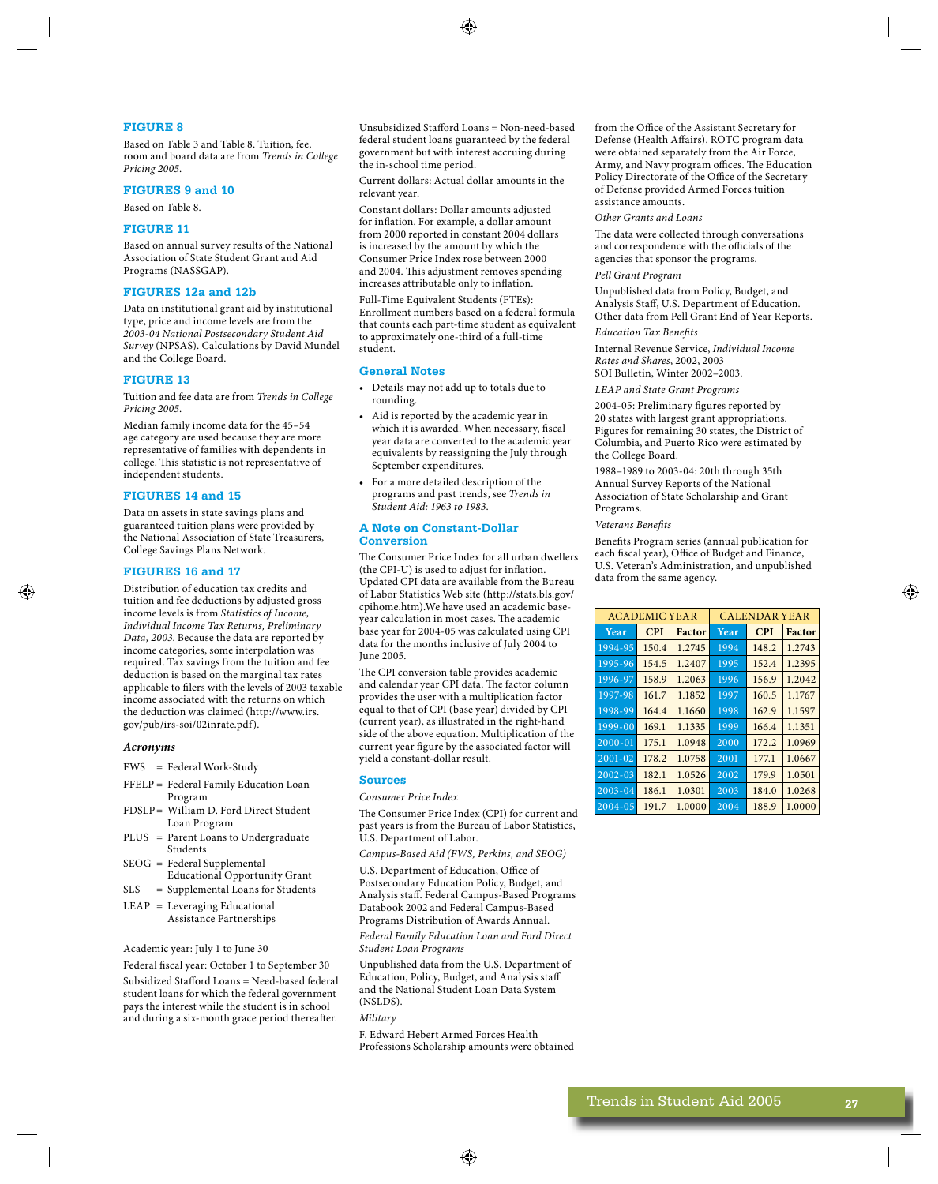## FIGURE 8

Based on Table 3 and Table 8. Tuition, fee, room and board data are from *Trends in College Pricing 2005*.

## FIGURES 9 and 10

Based on Table 8.

## FIGURE 11

Based on annual survey results of the National Association of State Student Grant and Aid Programs (NASSGAP).

## FIGURES 12a and 12b

Data on institutional grant aid by institutional type, price and income levels are from the *2003-04 National Postsecondary Student Aid Survey* (NPSAS). Calculations by David Mundel and the College Board.

## FIGURE 13

Tuition and fee data are from *Trends in College Pricing 2005*.

Median family income data for the 45–54 age category are used because they are more representative of families with dependents in college. This statistic is not representative of independent students.

## FIGURES 14 and 15

Data on assets in state savings plans and guaranteed tuition plans were provided by the National Association of State Treasurers, College Savings Plans Network.

## FIGURES 16 and 17

Distribution of education tax credits and tuition and fee deductions by adjusted gross income levels is from *Statistics of Income, Individual Income Tax Returns, Preliminary Data, 2003.* Because the data are reported by income categories, some interpolation was required. Tax savings from the tuition and fee deduction is based on the marginal tax rates applicable to filers with the levels of 2003 taxable income associated with the returns on which the deduction was claimed (http://www.irs.gov/pub/irs-soi/02inrate.pdf).

### *Acronyms*

FWS = Federal Work-Study

FFELP = Federal Family Education Loan Program

FDSLP = William D. Ford Direct Student Loan Program

PLUS = Parent Loans to Undergraduate Students

SEOG = Federal Supplemental Educational Opportunity Grant

SLS = Supplemental Loans for Students

LEAP = Leveraging Educational Assistance Partnerships

Academic year: July 1 to June 30

Federal fiscal year: October 1 to September 30

Subsidized Stafford Loans = Need-based federal student loans for which the federal government pays the interest while the student is in school and during a six-month grace period thereafter.

Unsubsidized Stafford Loans = Non-need-based federal student loans guaranteed by the federal government but with interest accruing during the in-school time period.

Current dollars: Actual dollar amounts in the relevant year.

Constant dollars: Dollar amounts adjusted for inflation. For example, a dollar amount from 2000 reported in constant 2004 dollars is increased by the amount by which the Consumer Price Index rose between 2000 and 2004. This adjustment removes spending increases attributable only to inflation.

Full-Time Equivalent Students (FTEs): Enrollment numbers based on a federal formula that counts each part-time student as equivalent to approximately one-third of a full-time student.

## General Notes

- Details may not add up to totals due to rounding.
- Aid is reported by the academic year in which it is awarded. When necessary, fiscal year data are converted to the academic year equivalents by reassigning the July through September expenditures.
- For a more detailed description of the programs and past trends, see *Trends in Student Aid: 1963 to 1983*.

## A Note on Constant-Dollar Conversion

The Consumer Price Index for all urban dwellers (the CPI-U) is used to adjust for inflation. Updated CPI data are available from the Bureau of Labor Statistics Web site (http://stats.bls.gov/cpihome.htm).We have used an academic base-year calculation in most cases. The academic base year for 2004-05 was calculated using CPI data for the months inclusive of July 2004 to June 2005.

The CPI conversion table provides academic and calendar year CPI data. The factor column provides the user with a multiplication factor equal to that of CPI (base year) divided by CPI (current year), as illustrated in the right-hand side of the above equation. Multiplication of the current year figure by the associated factor will yield a constant-dollar result.

## Sources

*Consumer Price Index*

The Consumer Price Index (CPI) for current and past years is from the Bureau of Labor Statistics, U.S. Department of Labor.

*Campus-Based Aid (FWS, Perkins, and SEOG)*

U.S. Department of Education, Office of Postsecondary Education Policy, Budget, and Analysis staff. Federal Campus-Based Programs Databook 2002 and Federal Campus-Based Programs Distribution of Awards Annual.

*Federal Family Education Loan and Ford Direct Student Loan Programs*

Unpublished data from the U.S. Department of Education, Policy, Budget, and Analysis staff and the National Student Loan Data System (NSLDS).

*Military*

F. Edward Hebert Armed Forces Health Professions Scholarship amounts were obtained from the Office of the Assistant Secretary for Defense (Health Affairs). ROTC program data were obtained separately from the Air Force, Army, and Navy program offices. The Education Policy Directorate of the Office of the Secretary of Defense provided Armed Forces tuition assistance amounts.

*Other Grants and Loans*

The data were collected through conversations and correspondence with the officials of the agencies that sponsor the programs.

*Pell Grant Program*

Unpublished data from Policy, Budget, and Analysis Staff, U.S. Department of Education. Other data from Pell Grant End of Year Reports.

*Education Tax Benefits*

Internal Revenue Service, *Individual Income Rates and Shares*, 2002, 2003
SOI Bulletin, Winter 2002–2003.

*LEAP and State Grant Programs*

2004-05: Preliminary figures reported by 20 states with largest grant appropriations. Figures for remaining 30 states, the District of Columbia, and Puerto Rico were estimated by the College Board.

1988–1989 to 2003-04: 20th through 35th Annual Survey Reports of the National Association of State Scholarship and Grant Programs.

*Veterans Benefits*

Benefits Program series (annual publication for each fiscal year), Office of Budget and Finance, U.S. Veteran's Administration, and unpublished data from the same agency.

| ACADEMIC YEAR | | | CALENDAR YEAR | | |
|---|---|---|---|---|---|
| Year | CPI | Factor | Year | CPI | Factor |
| 1994-95 | 150.4 | 1.2745 | 1994 | 148.2 | 1.2743 |
| 1995-96 | 154.5 | 1.2407 | 1995 | 152.4 | 1.2395 |
| 1996-97 | 158.9 | 1.2063 | 1996 | 156.9 | 1.2042 |
| 1997-98 | 161.7 | 1.1852 | 1997 | 160.5 | 1.1767 |
| 1998-99 | 164.4 | 1.1660 | 1998 | 162.9 | 1.1597 |
| 1999-00 | 169.1 | 1.1335 | 1999 | 166.4 | 1.1351 |
| 2000-01 | 175.1 | 1.0948 | 2000 | 172.2 | 1.0969 |
| 2001-02 | 178.2 | 1.0758 | 2001 | 177.1 | 1.0667 |
| 2002-03 | 182.1 | 1.0526 | 2002 | 179.9 | 1.0501 |
| 2003-04 | 186.1 | 1.0301 | 2003 | 184.0 | 1.0268 |
| 2004-05 | 191.7 | 1.0000 | 2004 | 188.9 | 1.0000 |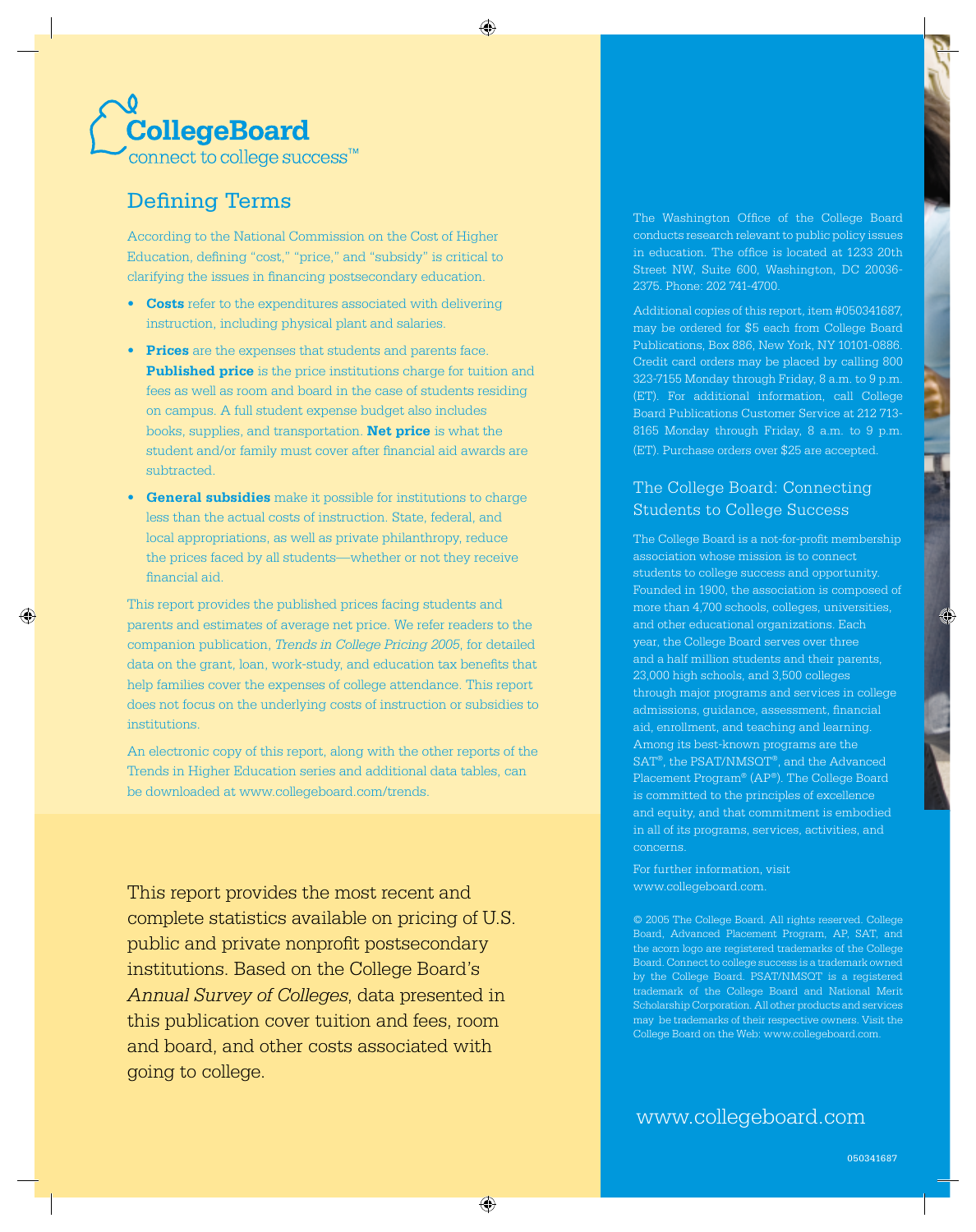CollegeBoard
connect to college success™

## Defining Terms

According to the National Commission on the Cost of Higher Education, defining "cost," "price," and "subsidy" is critical to clarifying the issues in financing postsecondary education.

- **Costs** refer to the expenditures associated with delivering instruction, including physical plant and salaries.
- **Prices** are the expenses that students and parents face. **Published price** is the price institutions charge for tuition and fees as well as room and board in the case of students residing on campus. A full student expense budget also includes books, supplies, and transportation. **Net price** is what the student and/or family must cover after financial aid awards are subtracted.
- **General subsidies** make it possible for institutions to charge less than the actual costs of instruction. State, federal, and local appropriations, as well as private philanthropy, reduce the prices faced by all students—whether or not they receive financial aid.

This report provides the published prices facing students and parents and estimates of average net price. We refer readers to the companion publication, *Trends in College Pricing 2005*, for detailed data on the grant, loan, work-study, and education tax benefits that help families cover the expenses of college attendance. This report does not focus on the underlying costs of instruction or subsidies to institutions.

An electronic copy of this report, along with the other reports of the Trends in Higher Education series and additional data tables, can be downloaded at www.collegeboard.com/trends.

This report provides the most recent and complete statistics available on pricing of U.S. public and private nonprofit postsecondary institutions. Based on the College Board's *Annual Survey of Colleges*, data presented in this publication cover tuition and fees, room and board, and other costs associated with going to college.

The Washington Office of the College Board conducts research relevant to public policy issues in education. The office is located at 1233 20th Street NW, Suite 600, Washington, DC 20036-2375. Phone: 202 741-4700.

Additional copies of this report, item #050341687, may be ordered for $5 each from College Board Publications, Box 886, New York, NY 10101-0886. Credit card orders may be placed by calling 800 323-7155 Monday through Friday, 8 a.m. to 9 p.m. (ET). For additional information, call College Board Publications Customer Service at 212 713-8165 Monday through Friday, 8 a.m. to 9 p.m. (ET). Purchase orders over $25 are accepted.

## The College Board: Connecting Students to College Success

The College Board is a not-for-profit membership association whose mission is to connect students to college success and opportunity. Founded in 1900, the association is composed of more than 4,700 schools, colleges, universities, and other educational organizations. Each year, the College Board serves over three and a half million students and their parents, 23,000 high schools, and 3,500 colleges through major programs and services in college admissions, guidance, assessment, financial aid, enrollment, and teaching and learning. Among its best-known programs are the SAT®, the PSAT/NMSQT®, and the Advanced Placement Program® (AP®). The College Board is committed to the principles of excellence and equity, and that commitment is embodied in all of its programs, services, activities, and concerns.

For further information, visit www.collegeboard.com.

© 2005 The College Board. All rights reserved. College Board, Advanced Placement Program, AP, SAT, and the acorn logo are registered trademarks of the College Board. Connect to college success is a trademark owned by the College Board. PSAT/NMSQT is a registered trademark of the College Board and National Merit Scholarship Corporation. All other products and services may be trademarks of their respective owners. Visit the College Board on the Web: www.collegeboard.com.

www.collegeboard.com

050341687